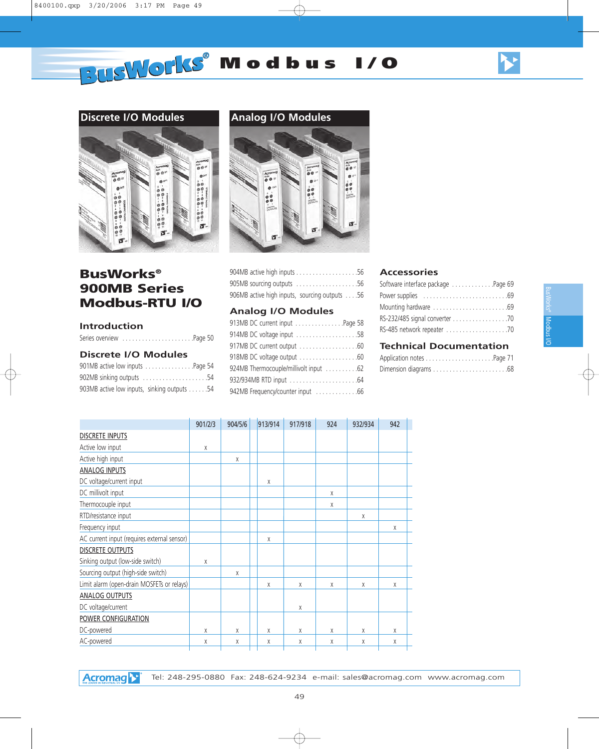# BusWorks® Modbus I/O

## Discrete I/O Modules

## Analog I/O Modules

# BusWorks® 900MB Series Modbus-RTU I/O

### Introduction

Series overview .......................Page 50

### Discrete I/O Modules

901MB active low inputs ...............Page 54
902MB sinking outputs ....................54
903MB active low inputs, sinking outputs ......54
904MB active high inputs ...................56
905MB sourcing outputs ...................56
906MB active high inputs, sourcing outputs ....56

### Analog I/O Modules

913MB DC current input ..............Page 58
914MB DC voltage input ...................58
917MB DC current output ..................60
918MB DC voltage output ..................60
924MB Thermocouple/millivolt input ..........62
932/934MB RTD input .....................64
942MB Frequency/counter input .............66

### Accessories

Software interface package .............Page 69
Power supplies ..........................69
Mounting hardware .......................69
RS-232/485 signal converter .................70
RS-485 network repeater ...................70

### Technical Documentation

Application notes .....................Page 71
Dimension diagrams .......................68

| | 901/2/3 | 904/5/6 | 913/914 | 917/918 | 924 | 932/934 | 942 |
|---|---|---|---|---|---|---|---|
| DISCRETE INPUTS | | | | | | | |
| Active low input | x | | | | | | |
| Active high input | | x | | | | | |
| ANALOG INPUTS | | | | | | | |
| DC voltage/current input | | | x | | | | |
| DC millivolt input | | | | | x | | |
| Thermocouple input | | | | | x | | |
| RTD/resistance input | | | | | | x | |
| Frequency input | | | | | | | x |
| AC current input (requires external sensor) | | | x | | | | |
| DISCRETE OUTPUTS | | | | | | | |
| Sinking output (low-side switch) | x | | | | | | |
| Sourcing output (high-side switch) | | x | | | | | |
| Limit alarm (open-drain MOSFETs or relays) | | | x | x | x | x | x |
| ANALOG OUTPUTS | | | | | | | |
| DC voltage/current | | | | x | | | |
| POWER CONFIGURATION | | | | | | | |
| DC-powered | x | x | x | x | x | x | x |
| AC-powered | x | x | x | x | x | x | x |

Acromag Tel: 248-295-0880 Fax: 248-624-9234 e-mail: sales@acromag.com www.acromag.com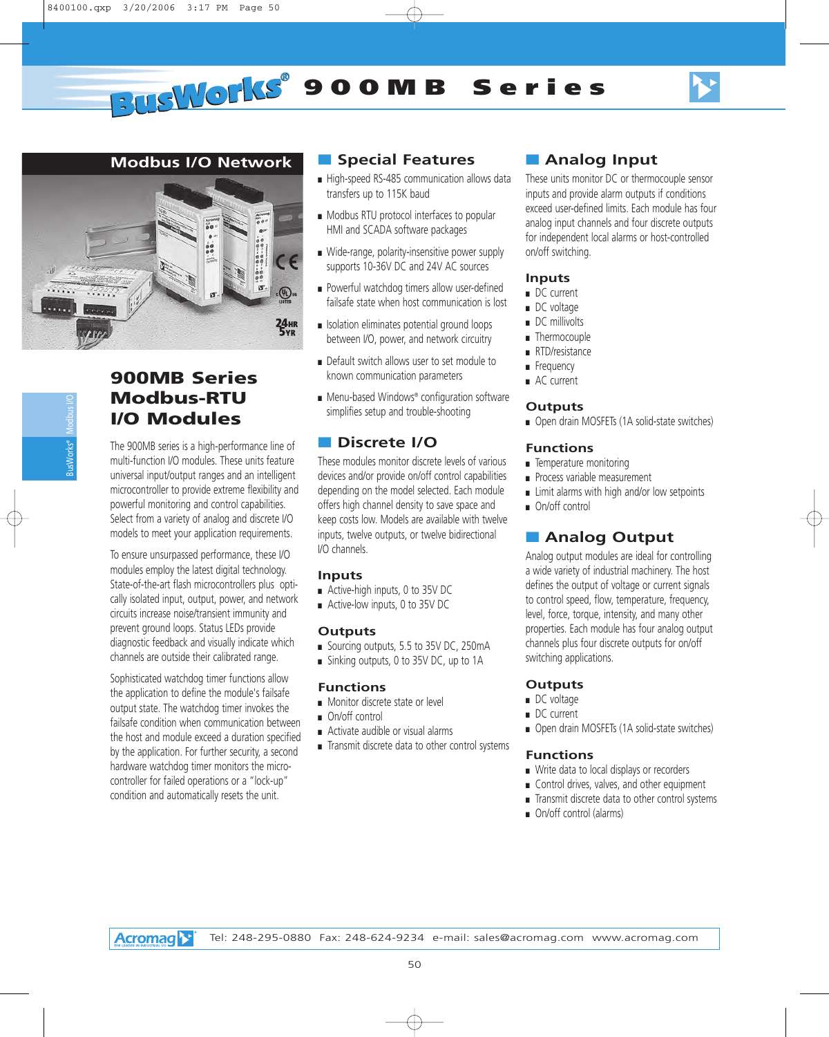# BusWorks® 900MB Series

## Modbus I/O Network

## 900MB Series Modbus-RTU I/O Modules

The 900MB series is a high-performance line of multi-function I/O modules. These units feature universal input/output ranges and an intelligent microcontroller to provide extreme flexibility and powerful monitoring and control capabilities. Select from a variety of analog and discrete I/O models to meet your application requirements.

To ensure unsurpassed performance, these I/O modules employ the latest digital technology. State-of-the-art flash microcontrollers plus optically isolated input, output, power, and network circuits increase noise/transient immunity and prevent ground loops. Status LEDs provide diagnostic feedback and visually indicate which channels are outside their calibrated range.

Sophisticated watchdog timer functions allow the application to define the module's failsafe output state. The watchdog timer invokes the failsafe condition when communication between the host and module exceed a duration specified by the application. For further security, a second hardware watchdog timer monitors the microcontroller for failed operations or a "lock-up" condition and automatically resets the unit.

## Special Features

- High-speed RS-485 communication allows data transfers up to 115K baud
- Modbus RTU protocol interfaces to popular HMI and SCADA software packages
- Wide-range, polarity-insensitive power supply supports 10-36V DC and 24V AC sources
- Powerful watchdog timers allow user-defined failsafe state when host communication is lost
- Isolation eliminates potential ground loops between I/O, power, and network circuitry
- Default switch allows user to set module to known communication parameters
- Menu-based Windows® configuration software simplifies setup and trouble-shooting

## Discrete I/O

These modules monitor discrete levels of various devices and/or provide on/off control capabilities depending on the model selected. Each module offers high channel density to save space and keep costs low. Models are available with twelve inputs, twelve outputs, or twelve bidirectional I/O channels.

### Inputs

- Active-high inputs, 0 to 35V DC
- Active-low inputs, 0 to 35V DC

### Outputs

- Sourcing outputs, 5.5 to 35V DC, 250mA
- Sinking outputs, 0 to 35V DC, up to 1A

### Functions

- Monitor discrete state or level
- On/off control
- Activate audible or visual alarms
- Transmit discrete data to other control systems

## Analog Input

These units monitor DC or thermocouple sensor inputs and provide alarm outputs if conditions exceed user-defined limits. Each module has four analog input channels and four discrete outputs for independent local alarms or host-controlled on/off switching.

### Inputs

- DC current
- DC voltage
- DC millivolts
- Thermocouple
- RTD/resistance
- Frequency
- AC current

### Outputs

- Open drain MOSFETs (1A solid-state switches)

### Functions

- Temperature monitoring
- Process variable measurement
- Limit alarms with high and/or low setpoints
- On/off control

## Analog Output

Analog output modules are ideal for controlling a wide variety of industrial machinery. The host defines the output of voltage or current signals to control speed, flow, temperature, frequency, level, force, torque, intensity, and many other properties. Each module has four analog output channels plus four discrete outputs for on/off switching applications.

### Outputs

- DC voltage
- DC current
- Open drain MOSFETs (1A solid-state switches)

### Functions

- Write data to local displays or recorders
- Control drives, valves, and other equipment
- Transmit discrete data to other control systems
- On/off control (alarms)

Acromag Tel: 248-295-0880 Fax: 248-624-9234 e-mail: sales@acromag.com www.acromag.com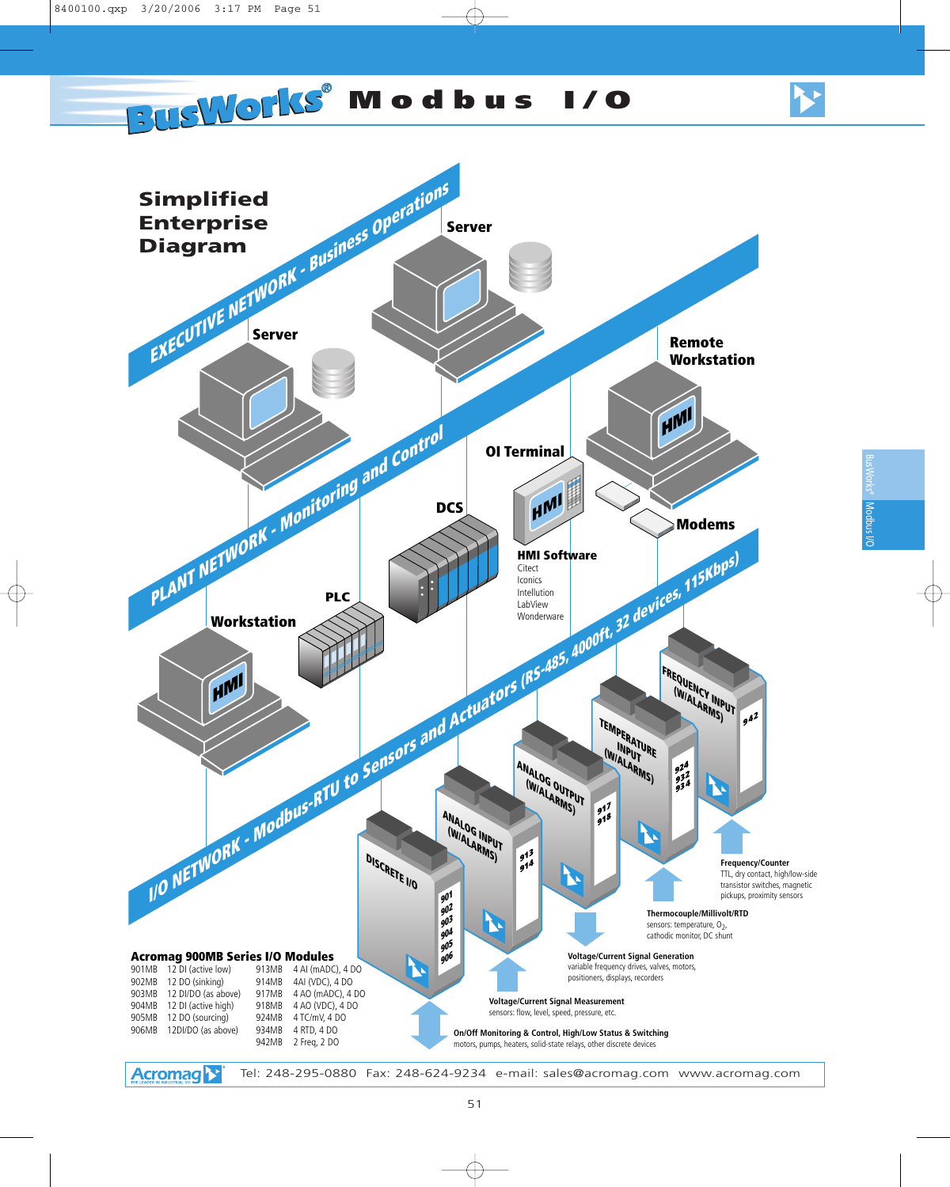# BusWorks® Modbus I/O

## Simplified Enterprise Diagram

EXECUTIVE NETWORK - Business Operations

Server

Server

PLANT NETWORK - Monitoring and Control

Remote Workstation

OI Terminal

Modems

DCS

**HMI Software**
Citect
Iconics
Intellution
LabView
Wonderware

PLC

Workstation

I/O NETWORK - Modbus-RTU to Sensors and Actuators (RS-485, 4000ft, 32 devices, 115Kbps)

DISCRETE I/O — 901, 902, 903, 904, 905, 906

ANALOG INPUT (W/ALARMS) — 913, 914

ANALOG OUTPUT (W/ALARMS) — 917, 918

TEMPERATURE INPUT (W/ALARMS) — 924, 932, 934

FREQUENCY INPUT (W/ALARMS) — 942

**Frequency/Counter**
TTL, dry contact, high/low-side transistor switches, magnetic pickups, proximity sensors

**Thermocouple/Millivolt/RTD**
sensors: temperature, $O_2$, cathodic monitor, DC shunt

**Voltage/Current Signal Generation**
variable frequency drives, valves, motors, positioners, displays, recorders

**Voltage/Current Signal Measurement**
sensors: flow, level, speed, pressure, etc.

**On/Off Monitoring & Control, High/Low Status & Switching**
motors, pumps, heaters, solid-state relays, other discrete devices

### Acromag 900MB Series I/O Modules

| Model | Description | Model | Description |
|---|---|---|---|
| 901MB | 12 DI (active low) | 913MB | 4 AI (mADC), 4 DO |
| 902MB | 12 DO (sinking) | 914MB | 4AI (VDC), 4 DO |
| 903MB | 12 DI/DO (as above) | 917MB | 4 AO (mADC), 4 DO |
| 904MB | 12 DI (active high) | 918MB | 4 AO (VDC), 4 DO |
| 905MB | 12 DO (sourcing) | 924MB | 4 TC/mV, 4 DO |
| 906MB | 12DI/DO (as above) | 934MB | 4 RTD, 4 DO |
| | | 942MB | 2 Freq, 2 DO |

Acromag — Tel: 248-295-0880 Fax: 248-624-9234 e-mail: sales@acromag.com www.acromag.com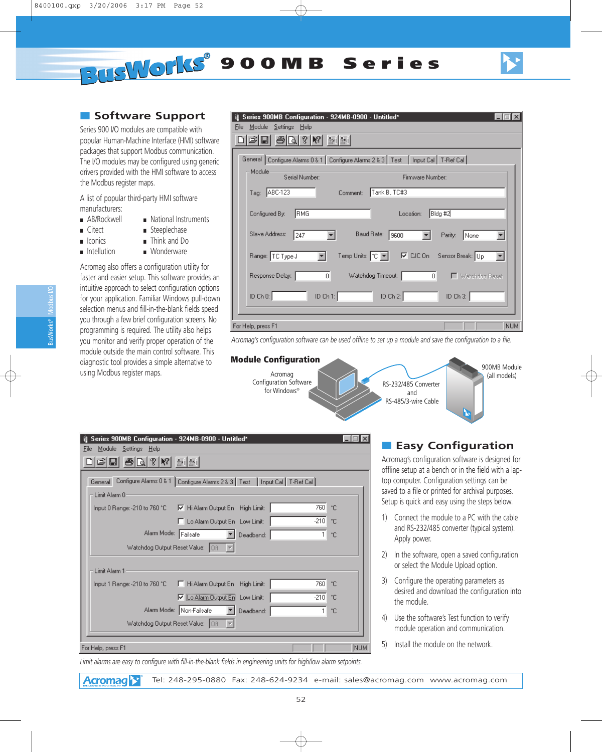## Software Support

Series 900 I/O modules are compatible with popular Human-Machine Interface (HMI) software packages that support Modbus communication. The I/O modules may be configured using generic drivers provided with the HMI software to access the Modbus register maps.

A list of popular third-party HMI software manufacturers:

- AB/Rockwell
- Citect
- Iconics
- Intellution
- National Instruments
- Steeplechase
- Think and Do
- Wonderware

Acromag also offers a configuration utility for faster and easier setup. This software provides an intuitive approach to select configuration options for your application. Familiar Windows pull-down selection menus and fill-in-the-blank fields speed you through a few brief configuration screens. No programming is required. The utility also helps you monitor and verify proper operation of the module outside the main control software. This diagnostic tool provides a simple alternative to using Modbus register maps.

*Acromag's configuration software can be used offline to set up a module and save the configuration to a file.*

### Module Configuration

Acromag Configuration Software for Windows®

RS-232/485 Converter and RS-485/3-wire Cable

900MB Module (all models)

*Limit alarms are easy to configure with fill-in-the-blank fields in engineering units for high/low alarm setpoints.*

## Easy Configuration

Acromag's configuration software is designed for offline setup at a bench or in the field with a laptop computer. Configuration settings can be saved to a file or printed for archival purposes. Setup is quick and easy using the steps below.

1) Connect the module to a PC with the cable and RS-232/485 converter (typical system). Apply power.

2) In the software, open a saved configuration or select the Module Upload option.

3) Configure the operating parameters as desired and download the configuration into the module.

4) Use the software's Test function to verify module operation and communication.

5) Install the module on the network.

Tel: 248-295-0880 Fax: 248-624-9234 e-mail: sales@acromag.com www.acromag.com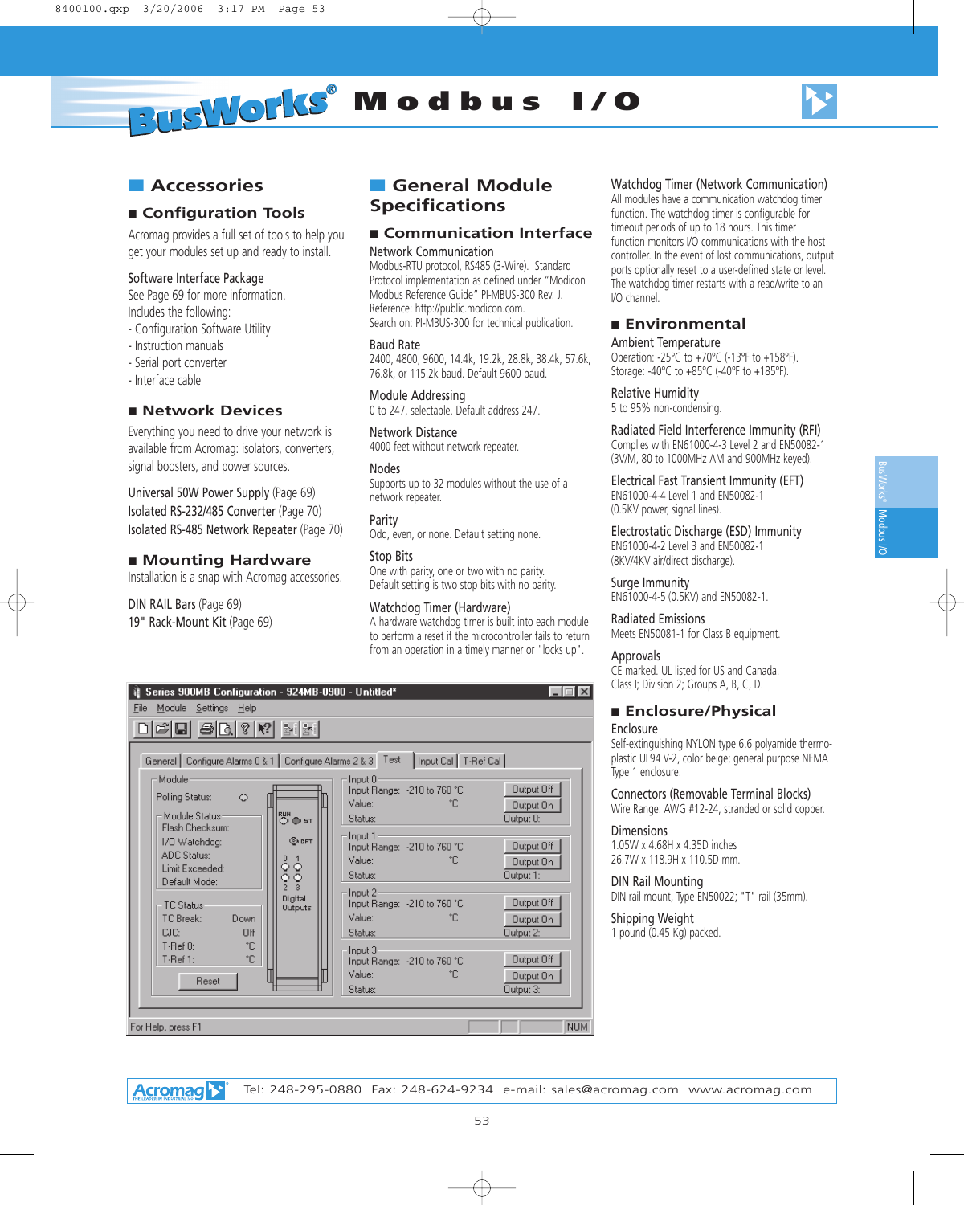# Accessories

## Configuration Tools

Acromag provides a full set of tools to help you get your modules set up and ready to install.

**Software Interface Package**
See Page 69 for more information.
Includes the following:
- Configuration Software Utility
- Instruction manuals
- Serial port converter
- Interface cable

## Network Devices

Everything you need to drive your network is available from Acromag: isolators, converters, signal boosters, and power sources.

Universal 50W Power Supply (Page 69)
Isolated RS-232/485 Converter (Page 70)
Isolated RS-485 Network Repeater (Page 70)

## Mounting Hardware

Installation is a snap with Acromag accessories.

DIN RAIL Bars (Page 69)
19" Rack-Mount Kit (Page 69)

# General Module Specifications

## Communication Interface

**Network Communication**
Modbus-RTU protocol, RS485 (3-Wire). Standard Protocol implementation as defined under "Modicon Modbus Reference Guide" PI-MBUS-300 Rev. J. Reference: http://public.modicon.com. Search on: PI-MBUS-300 for technical publication.

**Baud Rate**
2400, 4800, 9600, 14.4k, 19.2k, 28.8k, 38.4k, 57.6k, 76.8k, or 115.2k baud. Default 9600 baud.

**Module Addressing**
0 to 247, selectable. Default address 247.

**Network Distance**
4000 feet without network repeater.

**Nodes**
Supports up to 32 modules without the use of a network repeater.

**Parity**
Odd, even, or none. Default setting none.

**Stop Bits**
One with parity, one or two with no parity. Default setting is two stop bits with no parity.

**Watchdog Timer (Hardware)**
A hardware watchdog timer is built into each module to perform a reset if the microcontroller fails to return from an operation in a timely manner or "locks up".

**Watchdog Timer (Network Communication)**
All modules have a communication watchdog timer function. The watchdog timer is configurable for timeout periods of up to 18 hours. This timer function monitors I/O communications with the host controller. In the event of lost communications, output ports optionally reset to a user-defined state or level. The watchdog timer restarts with a read/write to an I/O channel.

## Environmental

**Ambient Temperature**
Operation: -25°C to +70°C (-13°F to +158°F).
Storage: -40°C to +85°C (-40°F to +185°F).

**Relative Humidity**
5 to 95% non-condensing.

**Radiated Field Interference Immunity (RFI)**
Complies with EN61000-4-3 Level 2 and EN50082-1 (3V/M, 80 to 1000MHz AM and 900MHz keyed).

**Electrical Fast Transient Immunity (EFT)**
EN61000-4-4 Level 1 and EN50082-1 (0.5KV power, signal lines).

**Electrostatic Discharge (ESD) Immunity**
EN61000-4-2 Level 3 and EN50082-1 (8KV/4KV air/direct discharge).

**Surge Immunity**
EN61000-4-5 (0.5KV) and EN50082-1.

**Radiated Emissions**
Meets EN50081-1 for Class B equipment.

**Approvals**
CE marked. UL listed for US and Canada. Class I; Division 2; Groups A, B, C, D.

## Enclosure/Physical

**Enclosure**
Self-extinguishing NYLON type 6.6 polyamide thermoplastic UL94 V-2, color beige; general purpose NEMA Type 1 enclosure.

**Connectors (Removable Terminal Blocks)**
Wire Range: AWG #12-24, stranded or solid copper.

**Dimensions**
1.05W x 4.68H x 4.35D inches
26.7W x 118.9H x 110.5D mm.

**DIN Rail Mounting**
DIN rail mount, Type EN50022; "T" rail (35mm).

**Shipping Weight**
1 pound (0.45 Kg) packed.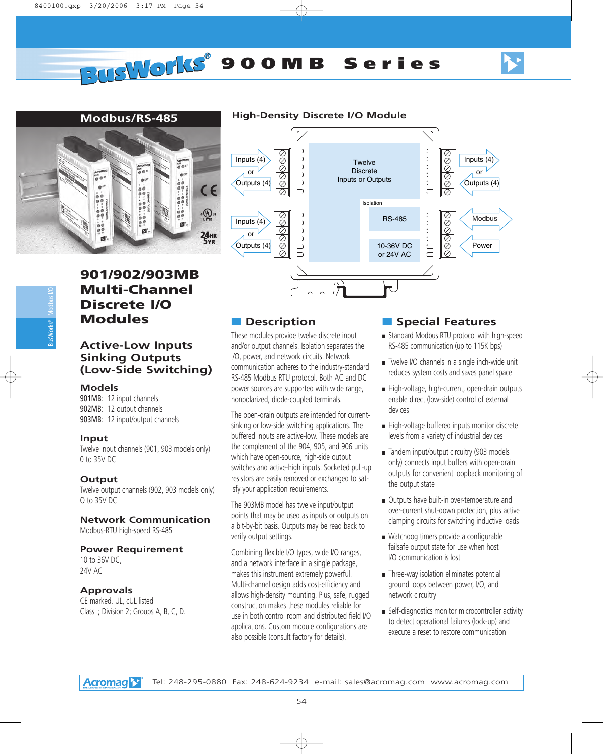# BusWorks® 900MB Series

## Modbus/RS-485

## High-Density Discrete I/O Module

Inputs (4) or Outputs (4)

Inputs (4) or Outputs (4)

Twelve Discrete Inputs or Outputs

Isolation

RS-485

10-36V DC or 24V AC

Inputs (4) or Outputs (4)

Modbus

Power

# 901/902/903MB Multi-Channel Discrete I/O Modules

## Active-Low Inputs Sinking Outputs (Low-Side Switching)

### Models

901MB: 12 input channels
902MB: 12 output channels
903MB: 12 input/output channels

### Input

Twelve input channels (901, 903 models only)
0 to 35V DC

### Output

Twelve output channels (902, 903 models only)
0 to 35V DC

### Network Communication

Modbus-RTU high-speed RS-485

### Power Requirement

10 to 36V DC,
24V AC

### Approvals

CE marked. UL, cUL listed
Class I; Division 2; Groups A, B, C, D.

## Description

These modules provide twelve discrete input and/or output channels. Isolation separates the I/O, power, and network circuits. Network communication adheres to the industry-standard RS-485 Modbus RTU protocol. Both AC and DC power sources are supported with wide range, nonpolarized, diode-coupled terminals.

The open-drain outputs are intended for current-sinking or low-side switching applications. The buffered inputs are active-low. These models are the complement of the 904, 905, and 906 units which have open-source, high-side output switches and active-high inputs. Socketed pull-up resistors are easily removed or exchanged to satisfy your application requirements.

The 903MB model has twelve input/output points that may be used as inputs or outputs on a bit-by-bit basis. Outputs may be read back to verify output settings.

Combining flexible I/O types, wide I/O ranges, and a network interface in a single package, makes this instrument extremely powerful. Multi-channel design adds cost-efficiency and allows high-density mounting. Plus, safe, rugged construction makes these modules reliable for use in both control room and distributed field I/O applications. Custom module configurations are also possible (consult factory for details).

## Special Features

- Standard Modbus RTU protocol with high-speed RS-485 communication (up to 115K bps)
- Twelve I/O channels in a single inch-wide unit reduces system costs and saves panel space
- High-voltage, high-current, open-drain outputs enable direct (low-side) control of external devices
- High-voltage buffered inputs monitor discrete levels from a variety of industrial devices
- Tandem input/output circuitry (903 models only) connects input buffers with open-drain outputs for convenient loopback monitoring of the output state
- Outputs have built-in over-temperature and over-current shut-down protection, plus active clamping circuits for switching inductive loads
- Watchdog timers provide a configurable failsafe output state for use when host I/O communication is lost
- Three-way isolation eliminates potential ground loops between power, I/O, and network circuitry
- Self-diagnostics monitor microcontroller activity to detect operational failures (lock-up) and execute a reset to restore communication

Acromag Tel: 248-295-0880 Fax: 248-624-9234 e-mail: sales@acromag.com www.acromag.com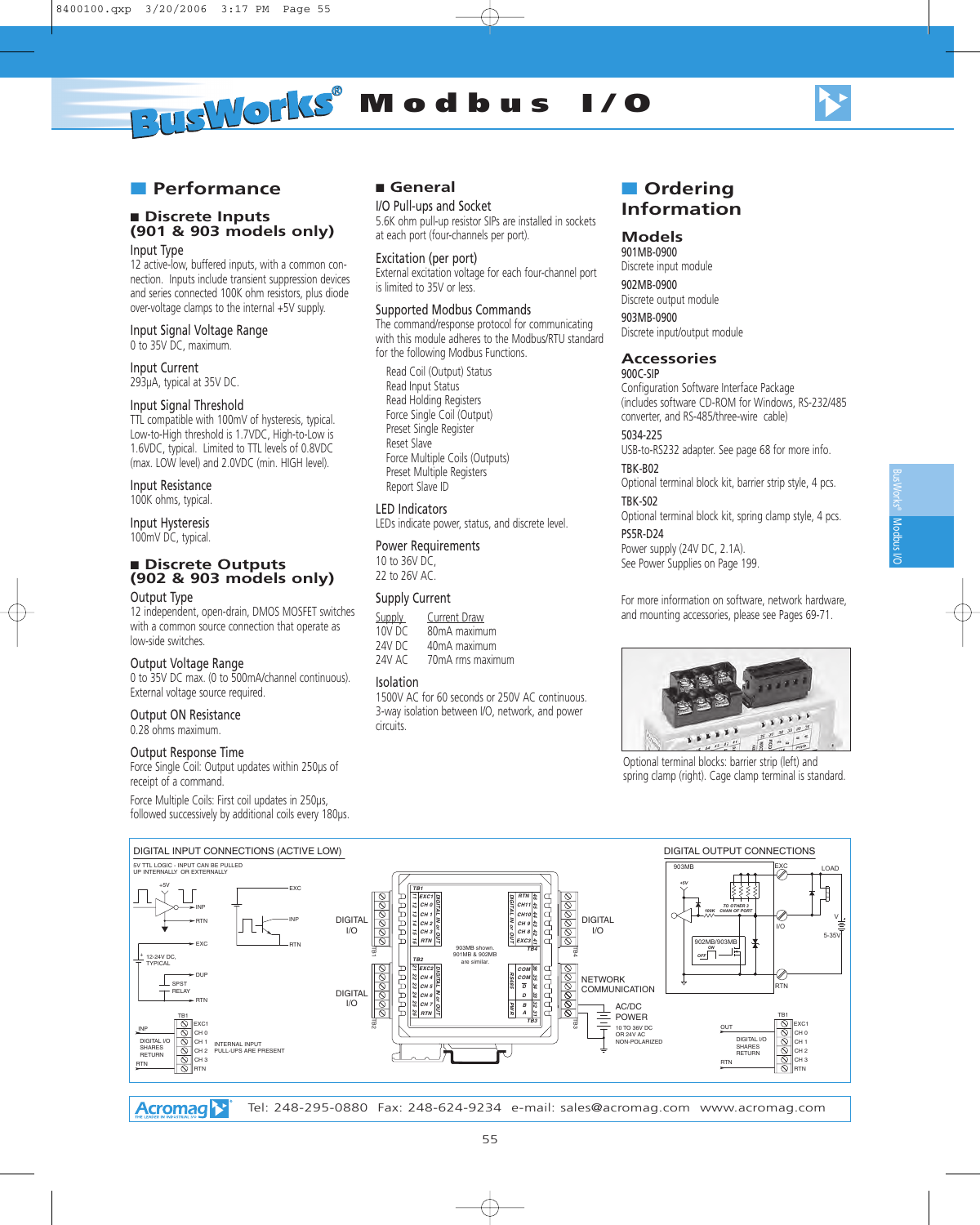# BusWorks® Modbus I/O

## Performance

### Discrete Inputs (901 & 903 models only)

**Input Type**
12 active-low, buffered inputs, with a common connection. Inputs include transient suppression devices and series connected 100K ohm resistors, plus diode over-voltage clamps to the internal +5V supply.

**Input Signal Voltage Range**
0 to 35V DC, maximum.

**Input Current**
293µA, typical at 35V DC.

**Input Signal Threshold**
TTL compatible with 100mV of hysteresis, typical. Low-to-High threshold is 1.7VDC, High-to-Low is 1.6VDC, typical. Limited to TTL levels of 0.8VDC (max. LOW level) and 2.0VDC (min. HIGH level).

**Input Resistance**
100K ohms, typical.

**Input Hysteresis**
100mV DC, typical.

### Discrete Outputs (902 & 903 models only)

**Output Type**
12 independent, open-drain, DMOS MOSFET switches with a common source connection that operate as low-side switches.

**Output Voltage Range**
0 to 35V DC max. (0 to 500mA/channel continuous). External voltage source required.

**Output ON Resistance**
0.28 ohms maximum.

**Output Response Time**
Force Single Coil: Output updates within 250µs of receipt of a command.

Force Multiple Coils: First coil updates in 250µs, followed successively by additional coils every 180µs.

### General

**I/O Pull-ups and Socket**
5.6K ohm pull-up resistor SIPs are installed in sockets at each port (four-channels per port).

**Excitation (per port)**
External excitation voltage for each four-channel port is limited to 35V or less.

**Supported Modbus Commands**
The command/response protocol for communicating with this module adheres to the Modbus/RTU standard for the following Modbus Functions.

- Read Coil (Output) Status
- Read Input Status
- Read Holding Registers
- Force Single Coil (Output)
- Preset Single Register
- Reset Slave
- Force Multiple Coils (Outputs)
- Preset Multiple Registers
- Report Slave ID

**LED Indicators**
LEDs indicate power, status, and discrete level.

**Power Requirements**
10 to 36V DC,
22 to 26V AC.

**Supply Current**

| Supply | Current Draw |
|---|---|
| 10V DC | 80mA maximum |
| 24V DC | 40mA maximum |
| 24V AC | 70mA rms maximum |

**Isolation**
1500V AC for 60 seconds or 250V AC continuous. 3-way isolation between I/O, network, and power circuits.

## Ordering Information

### Models

**901MB-0900**
Discrete input module

**902MB-0900**
Discrete output module

**903MB-0900**
Discrete input/output module

### Accessories

**900C-SIP**
Configuration Software Interface Package (includes software CD-ROM for Windows, RS-232/485 converter, and RS-485/three-wire cable)

**5034-225**
USB-to-RS232 adapter. See page 68 for more info.

**TBK-B02**
Optional terminal block kit, barrier strip style, 4 pcs.

**TBK-S02**
Optional terminal block kit, spring clamp style, 4 pcs.

**PS5R-D24**
Power supply (24V DC, 2.1A).
See Power Supplies on Page 199.

For more information on software, network hardware, and mounting accessories, please see Pages 69-71.

Optional terminal blocks: barrier strip (left) and spring clamp (right). Cage clamp terminal is standard.

DIGITAL INPUT CONNECTIONS (ACTIVE LOW)

DIGITAL OUTPUT CONNECTIONS

903MB shown. 901MB & 902MB are similar.

Acromag   Tel: 248-295-0880   Fax: 248-624-9234   e-mail: sales@acromag.com   www.acromag.com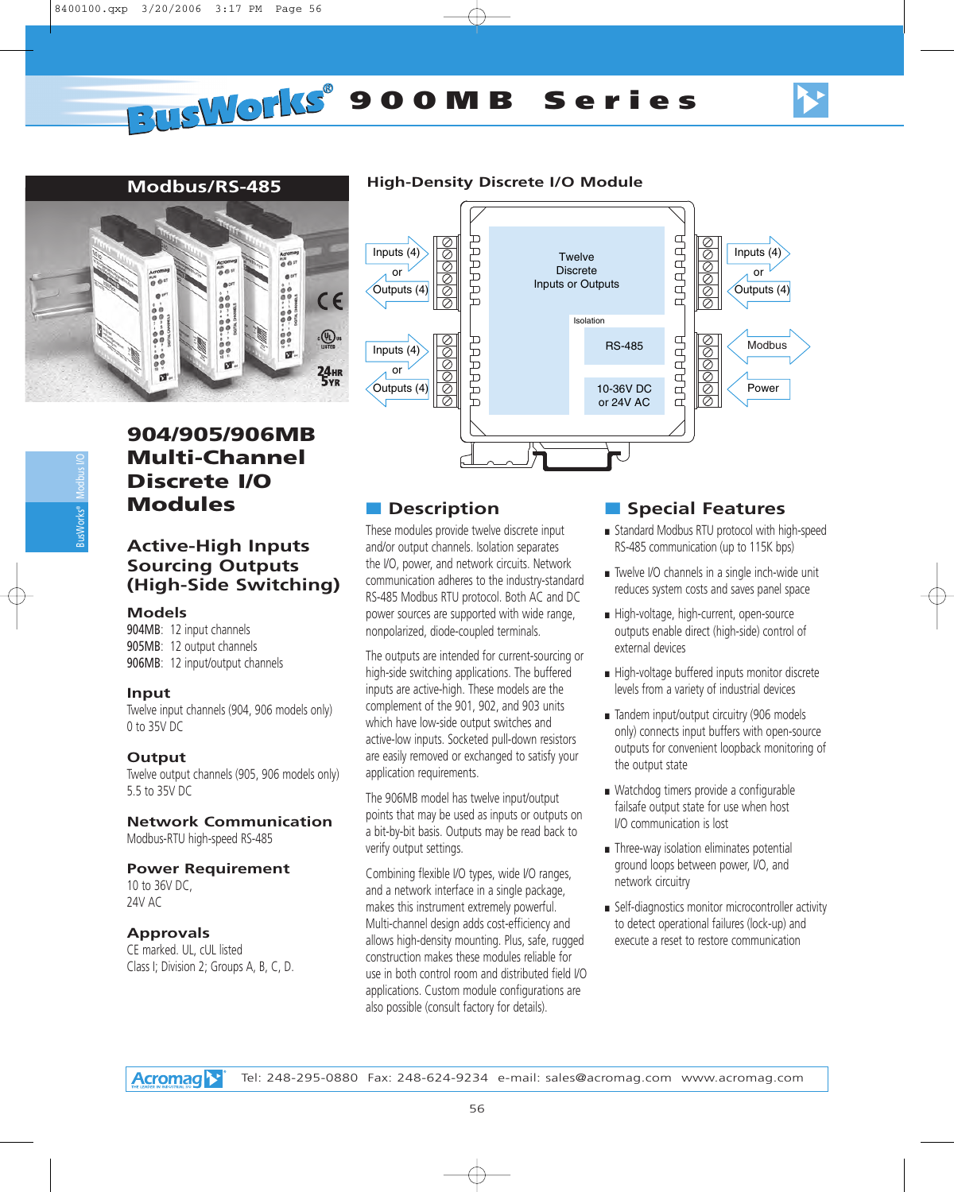# BusWorks® 900MB Series

## Modbus/RS-485

## High-Density Discrete I/O Module

# 904/905/906MB Multi-Channel Discrete I/O Modules

## Active-High Inputs Sourcing Outputs (High-Side Switching)

### Models

904MB: 12 input channels
905MB: 12 output channels
906MB: 12 input/output channels

### Input

Twelve input channels (904, 906 models only)
0 to 35V DC

### Output

Twelve output channels (905, 906 models only)
5.5 to 35V DC

### Network Communication

Modbus-RTU high-speed RS-485

### Power Requirement

10 to 36V DC,
24V AC

### Approvals

CE marked. UL, cUL listed
Class I; Division 2; Groups A, B, C, D.

## Description

These modules provide twelve discrete input and/or output channels. Isolation separates the I/O, power, and network circuits. Network communication adheres to the industry-standard RS-485 Modbus RTU protocol. Both AC and DC power sources are supported with wide range, nonpolarized, diode-coupled terminals.

The outputs are intended for current-sourcing or high-side switching applications. The buffered inputs are active-high. These models are the complement of the 901, 902, and 903 units which have low-side output switches and active-low inputs. Socketed pull-down resistors are easily removed or exchanged to satisfy your application requirements.

The 906MB model has twelve input/output points that may be used as inputs or outputs on a bit-by-bit basis. Outputs may be read back to verify output settings.

Combining flexible I/O types, wide I/O ranges, and a network interface in a single package, makes this instrument extremely powerful. Multi-channel design adds cost-efficiency and allows high-density mounting. Plus, safe, rugged construction makes these modules reliable for use in both control room and distributed field I/O applications. Custom module configurations are also possible (consult factory for details).

## Special Features

- Standard Modbus RTU protocol with high-speed RS-485 communication (up to 115K bps)
- Twelve I/O channels in a single inch-wide unit reduces system costs and saves panel space
- High-voltage, high-current, open-source outputs enable direct (high-side) control of external devices
- High-voltage buffered inputs monitor discrete levels from a variety of industrial devices
- Tandem input/output circuitry (906 models only) connects input buffers with open-source outputs for convenient loopback monitoring of the output state
- Watchdog timers provide a configurable failsafe output state for use when host I/O communication is lost
- Three-way isolation eliminates potential ground loops between power, I/O, and network circuitry
- Self-diagnostics monitor microcontroller activity to detect operational failures (lock-up) and execute a reset to restore communication

Acromag Tel: 248-295-0880 Fax: 248-624-9234 e-mail: sales@acromag.com www.acromag.com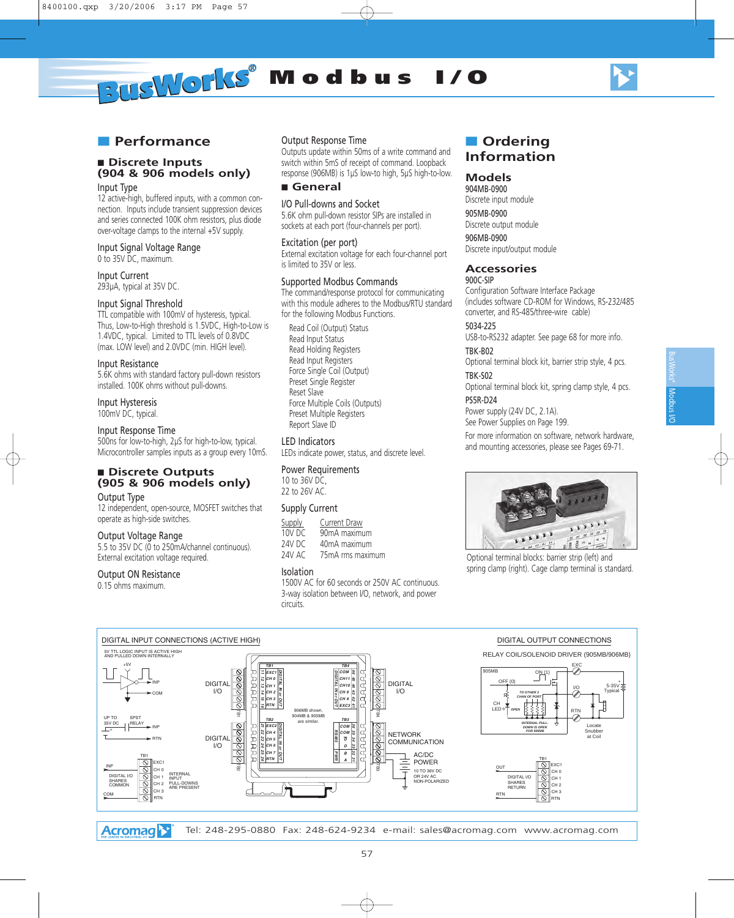# BusWorks® Modbus I/O

## Performance

### Discrete Inputs (904 & 906 models only)

**Input Type**
12 active-high, buffered inputs, with a common connection. Inputs include transient suppression devices and series connected 100K ohm resistors, plus diode over-voltage clamps to the internal +5V supply.

**Input Signal Voltage Range**
0 to 35V DC, maximum.

**Input Current**
293µA, typical at 35V DC.

**Input Signal Threshold**
TTL compatible with 100mV of hysteresis, typical. Thus, Low-to-High threshold is 1.5VDC, High-to-Low is 1.4VDC, typical. Limited to TTL levels of 0.8VDC (max. LOW level) and 2.0VDC (min. HIGH level).

**Input Resistance**
5.6K ohms with standard factory pull-down resistors installed. 100K ohms without pull-downs.

**Input Hysteresis**
100mV DC, typical.

**Input Response Time**
500ns for low-to-high, 2µS for high-to-low, typical. Microcontroller samples inputs as a group every 10mS.

### Discrete Outputs (905 & 906 models only)

**Output Type**
12 independent, open-source, MOSFET switches that operate as high-side switches.

**Output Voltage Range**
5.5 to 35V DC (0 to 250mA/channel continuous). External excitation voltage required.

**Output ON Resistance**
0.15 ohms maximum.

**Output Response Time**
Outputs update within 50ms of a write command and switch within 5mS of receipt of command. Loopback response (906MB) is 1µS low-to high, 5µS high-to-low.

### General

**I/O Pull-downs and Socket**
5.6K ohm pull-down resistor SIPs are installed in sockets at each port (four-channels per port).

**Excitation (per port)**
External excitation voltage for each four-channel port is limited to 35V or less.

**Supported Modbus Commands**
The command/response protocol for communicating with this module adheres to the Modbus/RTU standard for the following Modbus Functions.

- Read Coil (Output) Status
- Read Input Status
- Read Holding Registers
- Read Input Registers
- Force Single Coil (Output)
- Preset Single Register
- Reset Slave
- Force Multiple Coils (Outputs)
- Preset Multiple Registers
- Report Slave ID

**LED Indicators**
LEDs indicate power, status, and discrete level.

**Power Requirements**
10 to 36V DC,
22 to 26V AC.

**Supply Current**

| Supply | Current Draw |
|---|---|
| 10V DC | 90mA maximum |
| 24V DC | 40mA maximum |
| 24V AC | 75mA rms maximum |

**Isolation**
1500V AC for 60 seconds or 250V AC continuous. 3-way isolation between I/O, network, and power circuits.

## Ordering Information

### Models

**904MB-0900**
Discrete input module

**905MB-0900**
Discrete output module

**906MB-0900**
Discrete input/output module

### Accessories

**900C-SIP**
Configuration Software Interface Package (includes software CD-ROM for Windows, RS-232/485 converter, and RS-485/three-wire cable)

**5034-225**
USB-to-RS232 adapter. See page 68 for more info.

**TBK-B02**
Optional terminal block kit, barrier strip style, 4 pcs.

**TBK-S02**
Optional terminal block kit, spring clamp style, 4 pcs.

**PS5R-D24**
Power supply (24V DC, 2.1A).
See Power Supplies on Page 199.

For more information on software, network hardware, and mounting accessories, please see Pages 69-71.

Optional terminal blocks: barrier strip (left) and spring clamp (right). Cage clamp terminal is standard.

DIGITAL INPUT CONNECTIONS (ACTIVE HIGH)

DIGITAL OUTPUT CONNECTIONS

RELAY COIL/SOLENOID DRIVER (905MB/906MB)

906MB shown. 904MB & 905MB are similar.

Acromag — Tel: 248-295-0880 Fax: 248-624-9234 e-mail: sales@acromag.com www.acromag.com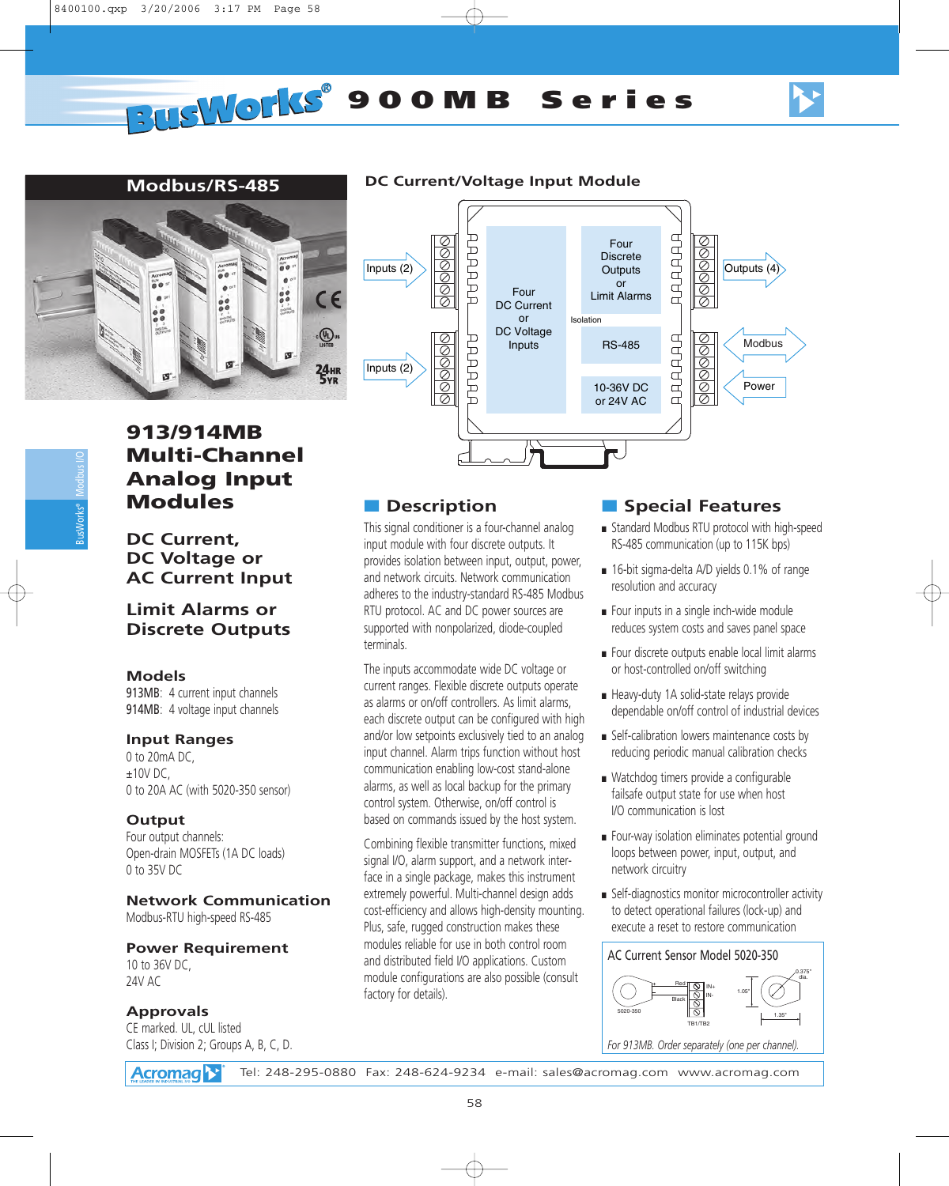# BusWorks® 900MB Series

## Modbus/RS-485

# 913/914MB Multi-Channel Analog Input Modules

## DC Current, DC Voltage or AC Current Input

## Limit Alarms or Discrete Outputs

### Models

913MB: 4 current input channels
914MB: 4 voltage input channels

### Input Ranges

0 to 20mA DC,
±10V DC,
0 to 20A AC (with 5020-350 sensor)

### Output

Four output channels:
Open-drain MOSFETs (1A DC loads)
0 to 35V DC

### Network Communication

Modbus-RTU high-speed RS-485

### Power Requirement

10 to 36V DC,
24V AC

### Approvals

CE marked. UL, cUL listed
Class I; Division 2; Groups A, B, C, D.

## DC Current/Voltage Input Module

Inputs (2) — Inputs (2) — Four DC Current or DC Voltage Inputs — Isolation — Four Discrete Outputs or Limit Alarms — RS-485 — 10-36V DC or 24V AC — Outputs (4) — Modbus — Power

## Description

This signal conditioner is a four-channel analog input module with four discrete outputs. It provides isolation between input, output, power, and network circuits. Network communication adheres to the industry-standard RS-485 Modbus RTU protocol. AC and DC power sources are supported with nonpolarized, diode-coupled terminals.

The inputs accommodate wide DC voltage or current ranges. Flexible discrete outputs operate as alarms or on/off controllers. As limit alarms, each discrete output can be configured with high and/or low setpoints exclusively tied to an analog input channel. Alarm trips function without host communication enabling low-cost stand-alone alarms, as well as local backup for the primary control system. Otherwise, on/off control is based on commands issued by the host system.

Combining flexible transmitter functions, mixed signal I/O, alarm support, and a network interface in a single package, makes this instrument extremely powerful. Multi-channel design adds cost-efficiency and allows high-density mounting. Plus, safe, rugged construction makes these modules reliable for use in both control room and distributed field I/O applications. Custom module configurations are also possible (consult factory for details).

## Special Features

- Standard Modbus RTU protocol with high-speed RS-485 communication (up to 115K bps)
- 16-bit sigma-delta A/D yields 0.1% of range resolution and accuracy
- Four inputs in a single inch-wide module reduces system costs and saves panel space
- Four discrete outputs enable local limit alarms or host-controlled on/off switching
- Heavy-duty 1A solid-state relays provide dependable on/off control of industrial devices
- Self-calibration lowers maintenance costs by reducing periodic manual calibration checks
- Watchdog timers provide a configurable failsafe output state for use when host I/O communication is lost
- Four-way isolation eliminates potential ground loops between power, input, output, and network circuitry
- Self-diagnostics monitor microcontroller activity to detect operational failures (lock-up) and execute a reset to restore communication

**AC Current Sensor Model 5020-350**

5020-350 — Red — Black — IN+ — IN- — TB1/TB2 — 1.05" — 0.375" dia. — 1.35"

*For 913MB. Order separately (one per channel).*

Acromag — Tel: 248-295-0880 Fax: 248-624-9234 e-mail: sales@acromag.com www.acromag.com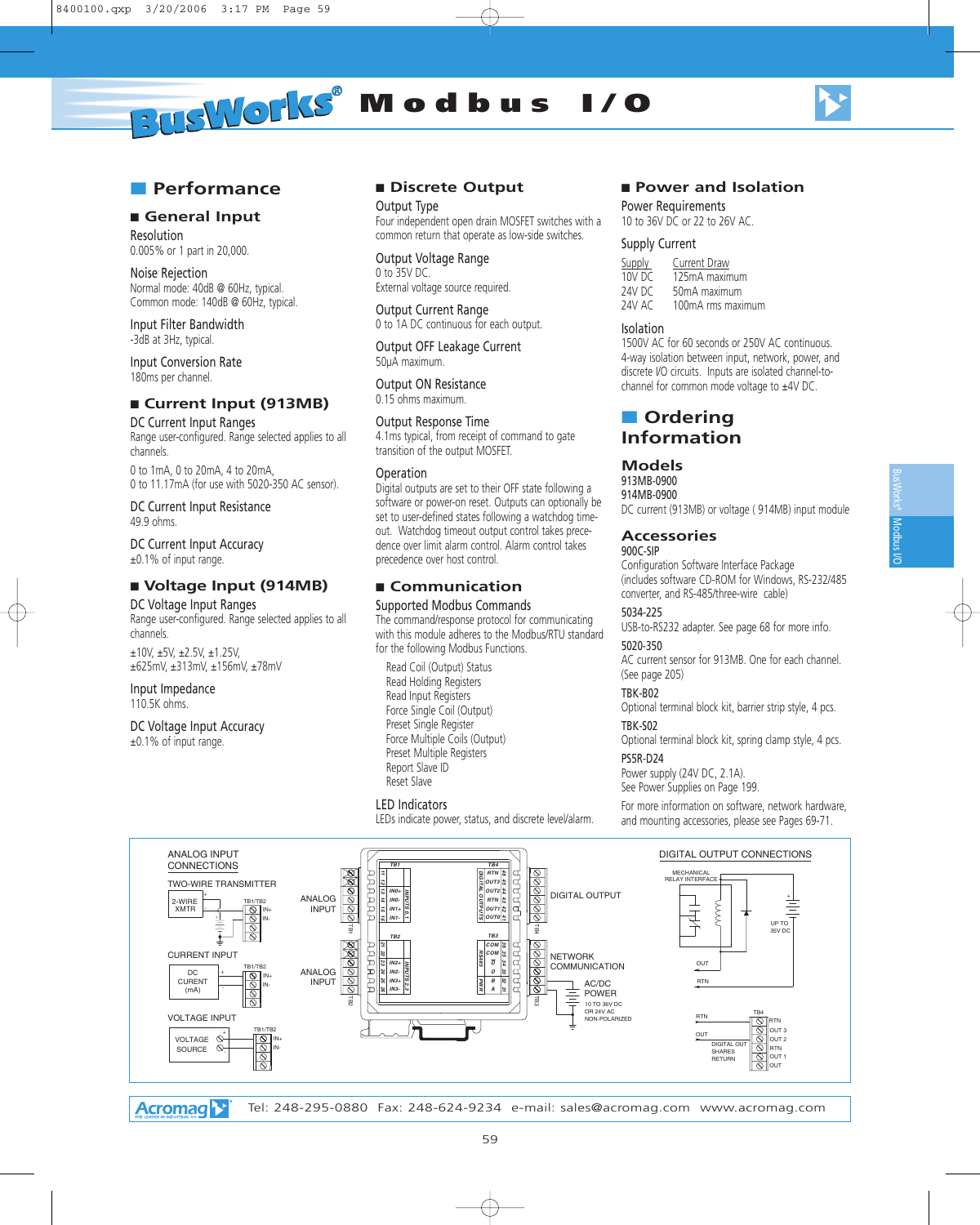# BusWorks® Modbus I/O

## Performance

### General Input

**Resolution**
0.005% or 1 part in 20,000.

**Noise Rejection**
Normal mode: 40dB @ 60Hz, typical.
Common mode: 140dB @ 60Hz, typical.

**Input Filter Bandwidth**
-3dB at 3Hz, typical.

**Input Conversion Rate**
180ms per channel.

### Current Input (913MB)

**DC Current Input Ranges**
Range user-configured. Range selected applies to all channels.

0 to 1mA, 0 to 20mA, 4 to 20mA,
0 to 11.17mA (for use with 5020-350 AC sensor).

**DC Current Input Resistance**
49.9 ohms.

**DC Current Input Accuracy**
±0.1% of input range.

### Voltage Input (914MB)

**DC Voltage Input Ranges**
Range user-configured. Range selected applies to all channels.

±10V, ±5V, ±2.5V, ±1.25V,
±625mV, ±313mV, ±156mV, ±78mV

**Input Impedance**
110.5K ohms.

**DC Voltage Input Accuracy**
±0.1% of input range.

### Discrete Output

**Output Type**
Four independent open drain MOSFET switches with a common return that operate as low-side switches.

**Output Voltage Range**
0 to 35V DC.
External voltage source required.

**Output Current Range**
0 to 1A DC continuous for each output.

**Output OFF Leakage Current**
50µA maximum.

**Output ON Resistance**
0.15 ohms maximum.

**Output Response Time**
4.1ms typical, from receipt of command to gate transition of the output MOSFET.

**Operation**
Digital outputs are set to their OFF state following a software or power-on reset. Outputs can optionally be set to user-defined states following a watchdog time-out. Watchdog timeout output control takes precedence over limit alarm control. Alarm control takes precedence over host control.

### Communication

**Supported Modbus Commands**
The command/response protocol for communicating with this module adheres to the Modbus/RTU standard for the following Modbus Functions.

- Read Coil (Output) Status
- Read Holding Registers
- Read Input Registers
- Force Single Coil (Output)
- Preset Single Register
- Force Multiple Coils (Output)
- Preset Multiple Registers
- Report Slave ID
- Reset Slave

**LED Indicators**
LEDs indicate power, status, and discrete level/alarm.

### Power and Isolation

**Power Requirements**
10 to 36V DC or 22 to 26V AC.

**Supply Current**

| Supply | Current Draw |
|---|---|
| 10V DC | 125mA maximum |
| 24V DC | 50mA maximum |
| 24V AC | 100mA rms maximum |

**Isolation**
1500V AC for 60 seconds or 250V AC continuous. 4-way isolation between input, network, power, and discrete I/O circuits. Inputs are isolated channel-to-channel for common mode voltage to ±4V DC.

## Ordering Information

### Models

913MB-0900
914MB-0900
DC current (913MB) or voltage ( 914MB) input module

### Accessories

**900C-SIP**
Configuration Software Interface Package (includes software CD-ROM for Windows, RS-232/485 converter, and RS-485/three-wire cable)

**5034-225**
USB-to-RS232 adapter. See page 68 for more info.

**5020-350**
AC current sensor for 913MB. One for each channel. (See page 205)

**TBK-B02**
Optional terminal block kit, barrier strip style, 4 pcs.

**TBK-S02**
Optional terminal block kit, spring clamp style, 4 pcs.

**PS5R-D24**
Power supply (24V DC, 2.1A).
See Power Supplies on Page 199.

For more information on software, network hardware, and mounting accessories, please see Pages 69-71.

ANALOG INPUT CONNECTIONS
TWO-WIRE TRANSMITTER — 2-WIRE XMTR, TB1/TB2, IN+, IN-
CURRENT INPUT — DC CURENT (mA), TB1/TB2, IN+, IN-
VOLTAGE INPUT — VOLTAGE SOURCE, TB1/TB2, IN+, IN-

ANALOG INPUT — TB1: IN0+, IN0-, IN1+, IN1- (INPUTS 0,1)
ANALOG INPUT — TB2: IN2+, IN2-, IN3+, IN3- (INPUTS 2,3)
DIGITAL OUTPUT — TB4: RTN, OUT3, OUT2, RTN, OUT1, OUT0 (DIGITAL OUTPUTS)
NETWORK COMMUNICATION — TB3: COM, COM, D, D, B, A (RS485, PWR)
AC/DC POWER — 10 TO 36V DC OR 24V AC NON-POLARIZED

DIGITAL OUTPUT CONNECTIONS
MECHANICAL RELAY INTERFACE, OUT, RTN, UP TO 35V DC
TB4: RTN, OUT 3, OUT 2, RTN, OUT 1, OUT — DIGITAL OUT SHARES RETURN

Acromag — Tel: 248-295-0880 Fax: 248-624-9234 e-mail: sales@acromag.com www.acromag.com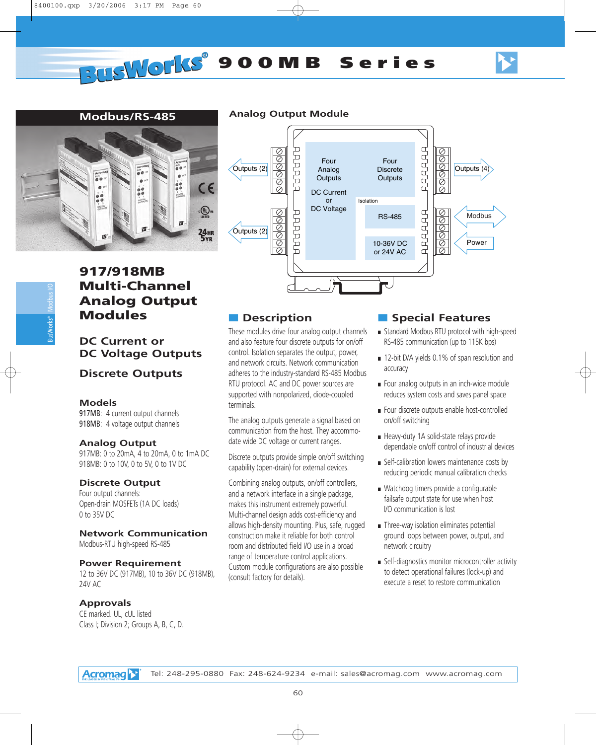# BusWorks® 900MB Series

## Modbus/RS-485

# 917/918MB Multi-Channel Analog Output Modules

## DC Current or DC Voltage Outputs

## Discrete Outputs

### Models

917MB: 4 current output channels
918MB: 4 voltage output channels

### Analog Output

917MB: 0 to 20mA, 4 to 20mA, 0 to 1mA DC
918MB: 0 to 10V, 0 to 5V, 0 to 1V DC

### Discrete Output

Four output channels:
Open-drain MOSFETs (1A DC loads)
0 to 35V DC

### Network Communication

Modbus-RTU high-speed RS-485

### Power Requirement

12 to 36V DC (917MB), 10 to 36V DC (918MB), 24V AC

### Approvals

CE marked. UL, cUL listed
Class I; Division 2; Groups A, B, C, D.

## Analog Output Module

Outputs (2) | Four Analog Outputs | DC Current or DC Voltage | Outputs (2) | Four Discrete Outputs | Outputs (4) | Isolation | RS-485 | Modbus | 10-36V DC or 24V AC | Power

## Description

These modules drive four analog output channels and also feature four discrete outputs for on/off control. Isolation separates the output, power, and network circuits. Network communication adheres to the industry-standard RS-485 Modbus RTU protocol. AC and DC power sources are supported with nonpolarized, diode-coupled terminals.

The analog outputs generate a signal based on communication from the host. They accommodate wide DC voltage or current ranges.

Discrete outputs provide simple on/off switching capability (open-drain) for external devices.

Combining analog outputs, on/off controllers, and a network interface in a single package, makes this instrument extremely powerful. Multi-channel design adds cost-efficiency and allows high-density mounting. Plus, safe, rugged construction make it reliable for both control room and distributed field I/O use in a broad range of temperature control applications. Custom module configurations are also possible (consult factory for details).

## Special Features

- Standard Modbus RTU protocol with high-speed RS-485 communication (up to 115K bps)
- 12-bit D/A yields 0.1% of span resolution and accuracy
- Four analog outputs in an inch-wide module reduces system costs and saves panel space
- Four discrete outputs enable host-controlled on/off switching
- Heavy-duty 1A solid-state relays provide dependable on/off control of industrial devices
- Self-calibration lowers maintenance costs by reducing periodic manual calibration checks
- Watchdog timers provide a configurable failsafe output state for use when host I/O communication is lost
- Three-way isolation eliminates potential ground loops between power, output, and network circuitry
- Self-diagnostics monitor microcontroller activity to detect operational failures (lock-up) and execute a reset to restore communication

Acromag Tel: 248-295-0880 Fax: 248-624-9234 e-mail: sales@acromag.com www.acromag.com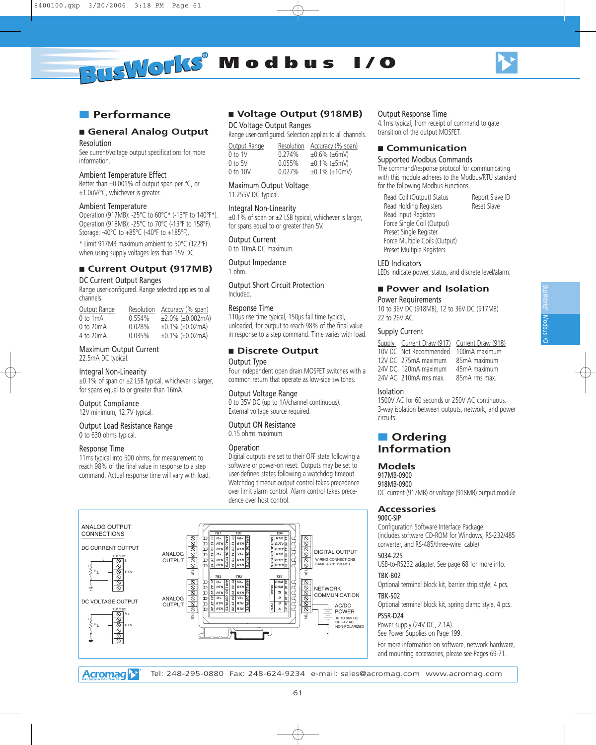# BusWorks® Modbus I/O

## Performance

### General Analog Output

**Resolution**
See current/voltage output specifications for more information.

**Ambient Temperature Effect**
Better than ±0.001% of output span per °C, or ±1.0uV/°C, whichever is greater.

**Ambient Temperature**
Operation (917MB): -25°C to 60°C* (-13°F to 140°F*).
Operation (918MB): -25°C to 70°C (-13°F to 158°F).
Storage: -40°C to +85°C (-40°F to +185°F).

* Limit 917MB maximum ambient to 50°C (122°F) when using supply voltages less than 15V DC.

### Current Output (917MB)

**DC Current Output Ranges**
Range user-configured. Range selected applies to all channels.

| Output Range | Resolution | Accuracy (% span) |
|---|---|---|
| 0 to 1mA | 0.554% | ±2.0% (±0.002mA) |
| 0 to 20mA | 0.028% | ±0.1% (±0.02mA) |
| 4 to 20mA | 0.035% | ±0.1% (±0.02mA) |

**Maximum Output Current**
22.5mA DC typical.

**Integral Non-Linearity**
±0.1% of span or ±2 LSB typical, whichever is larger, for spans equal to or greater than 16mA.

**Output Compliance**
12V minimum, 12.7V typical.

**Output Load Resistance Range**
0 to 630 ohms typical.

**Response Time**
11ms typical into 500 ohms, for measurement to reach 98% of the final value in response to a step command. Actual response time will vary with load.

### Voltage Output (918MB)

**DC Voltage Output Ranges**
Range user-configured. Selection applies to all channels.

| Output Range | Resolution | Accuracy (% span) |
|---|---|---|
| 0 to 1V | 0.274% | ±0.6% (±6mV) |
| 0 to 5V | 0.055% | ±0.1% (±5mV) |
| 0 to 10V | 0.027% | ±0.1% (±10mV) |

**Maximum Output Voltage**
11.255V DC typical.

**Integral Non-Linearity**
±0.1% of span or ±2 LSB typical, whichever is larger, for spans equal to or greater than 5V.

**Output Current**
0 to 10mA DC maximum.

**Output Impedance**
1 ohm.

**Output Short Circuit Protection**
Included.

**Response Time**
110μs rise time typical, 150μs fall time typical, unloaded, for output to reach 98% of the final value in response to a step command. Time varies with load.

### Discrete Output

**Output Type**
Four independent open drain MOSFET switches with a common return that operate as low-side switches.

**Output Voltage Range**
0 to 35V DC (up to 1A/channel continuous). External voltage source required.

**Output ON Resistance**
0.15 ohms maximum.

**Operation**
Digital outputs are set to their OFF state following a software or power-on reset. Outputs may be set to user-defined states following a watchdog timeout. Watchdog timeout output control takes precedence over limit alarm control. Alarm control takes precedence over host control.

**Output Response Time**
4.1ms typical, from receipt of command to gate transition of the output MOSFET.

### Communication

**Supported Modbus Commands**
The command/response protocol for communicating with this module adheres to the Modbus/RTU standard for the following Modbus Functions.

- Read Coil (Output) Status
- Read Holding Registers
- Read Input Registers
- Force Single Coil (Output)
- Preset Single Register
- Force Multiple Coils (Output)
- Preset Multiple Registers
- Report Slave ID
- Reset Slave

**LED Indicators**
LEDs indicate power, status, and discrete level/alarm.

### Power and Isolation

**Power Requirements**
10 to 36V DC (918MB), 12 to 36V DC (917MB)
22 to 26V AC.

**Supply Current**

| Supply | Current Draw (917) | Current Draw (918) |
|---|---|---|
| 10V DC | Not Recommended | 100mA maximum |
| 12V DC | 275mA maximum | 85mA maximum |
| 24V DC | 120mA maximum | 45mA maximum |
| 24V AC | 210mA rms max. | 85mA rms max. |

**Isolation**
1500V AC for 60 seconds or 250V AC continuous. 3-way isolation between outputs, network, and power circuits.

ANALOG OUTPUT CONNECTIONS

DC CURRENT OUTPUT

DC VOLTAGE OUTPUT

ANALOG OUTPUT

DIGITAL OUTPUT
WIRING CONNECTIONS SAME AS 913/914MB

NETWORK COMMUNICATION

AC/DC POWER
10 TO 36V DC OR 24V AC NON-POLARIZED

## Ordering Information

### Models

917MB-0900
918MB-0900
DC current (917MB) or voltage (918MB) output module

### Accessories

**900C-SIP**
Configuration Software Interface Package (includes software CD-ROM for Windows, RS-232/485 converter, and RS-485/three-wire cable)

**5034-225**
USB-to-RS232 adapter. See page 68 for more info.

**TBK-B02**
Optional terminal block kit, barrier strip style, 4 pcs.

**TBK-S02**
Optional terminal block kit, spring clamp style, 4 pcs.

**PS5R-D24**
Power supply (24V DC, 2.1A).
See Power Supplies on Page 199.

For more information on software, network hardware, and mounting accessories, please see Pages 69-71.

Acromag Tel: 248-295-0880 Fax: 248-624-9234 e-mail: sales@acromag.com www.acromag.com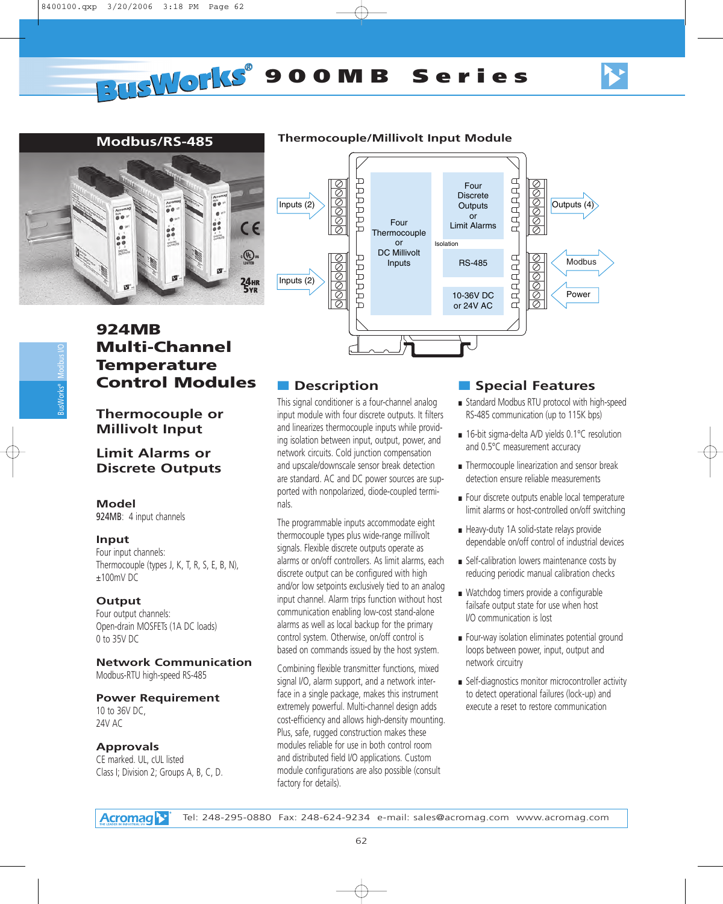# BusWorks® 900MB Series

## Modbus/RS-485

# 924MB Multi-Channel Temperature Control Modules

## Thermocouple or Millivolt Input

## Limit Alarms or Discrete Outputs

### Model

924MB: 4 input channels

### Input

Four input channels:
Thermocouple (types J, K, T, R, S, E, B, N),
±100mV DC

### Output

Four output channels:
Open-drain MOSFETs (1A DC loads)
0 to 35V DC

### Network Communication

Modbus-RTU high-speed RS-485

### Power Requirement

10 to 36V DC,
24V AC

### Approvals

CE marked. UL, cUL listed
Class I; Division 2; Groups A, B, C, D.

## Thermocouple/Millivolt Input Module

Inputs (2)
Inputs (2)
Four Thermocouple or DC Millivolt Inputs
Four Discrete Outputs or Limit Alarms
Isolation
RS-485
10-36V DC or 24V AC
Outputs (4)
Modbus
Power

## Description

This signal conditioner is a four-channel analog input module with four discrete outputs. It filters and linearizes thermocouple inputs while providing isolation between input, output, power, and network circuits. Cold junction compensation and upscale/downscale sensor break detection are standard. AC and DC power sources are supported with nonpolarized, diode-coupled terminals.

The programmable inputs accommodate eight thermocouple types plus wide-range millivolt signals. Flexible discrete outputs operate as alarms or on/off controllers. As limit alarms, each discrete output can be configured with high and/or low setpoints exclusively tied to an analog input channel. Alarm trips function without host communication enabling low-cost stand-alone alarms as well as local backup for the primary control system. Otherwise, on/off control is based on commands issued by the host system.

Combining flexible transmitter functions, mixed signal I/O, alarm support, and a network interface in a single package, makes this instrument extremely powerful. Multi-channel design adds cost-efficiency and allows high-density mounting. Plus, safe, rugged construction makes these modules reliable for use in both control room and distributed field I/O applications. Custom module configurations are also possible (consult factory for details).

## Special Features

- Standard Modbus RTU protocol with high-speed RS-485 communication (up to 115K bps)
- 16-bit sigma-delta A/D yields 0.1°C resolution and 0.5°C measurement accuracy
- Thermocouple linearization and sensor break detection ensure reliable measurements
- Four discrete outputs enable local temperature limit alarms or host-controlled on/off switching
- Heavy-duty 1A solid-state relays provide dependable on/off control of industrial devices
- Self-calibration lowers maintenance costs by reducing periodic manual calibration checks
- Watchdog timers provide a configurable failsafe output state for use when host I/O communication is lost
- Four-way isolation eliminates potential ground loops between power, input, output and network circuitry
- Self-diagnostics monitor microcontroller activity to detect operational failures (lock-up) and execute a reset to restore communication

Acromag Tel: 248-295-0880 Fax: 248-624-9234 e-mail: sales@acromag.com www.acromag.com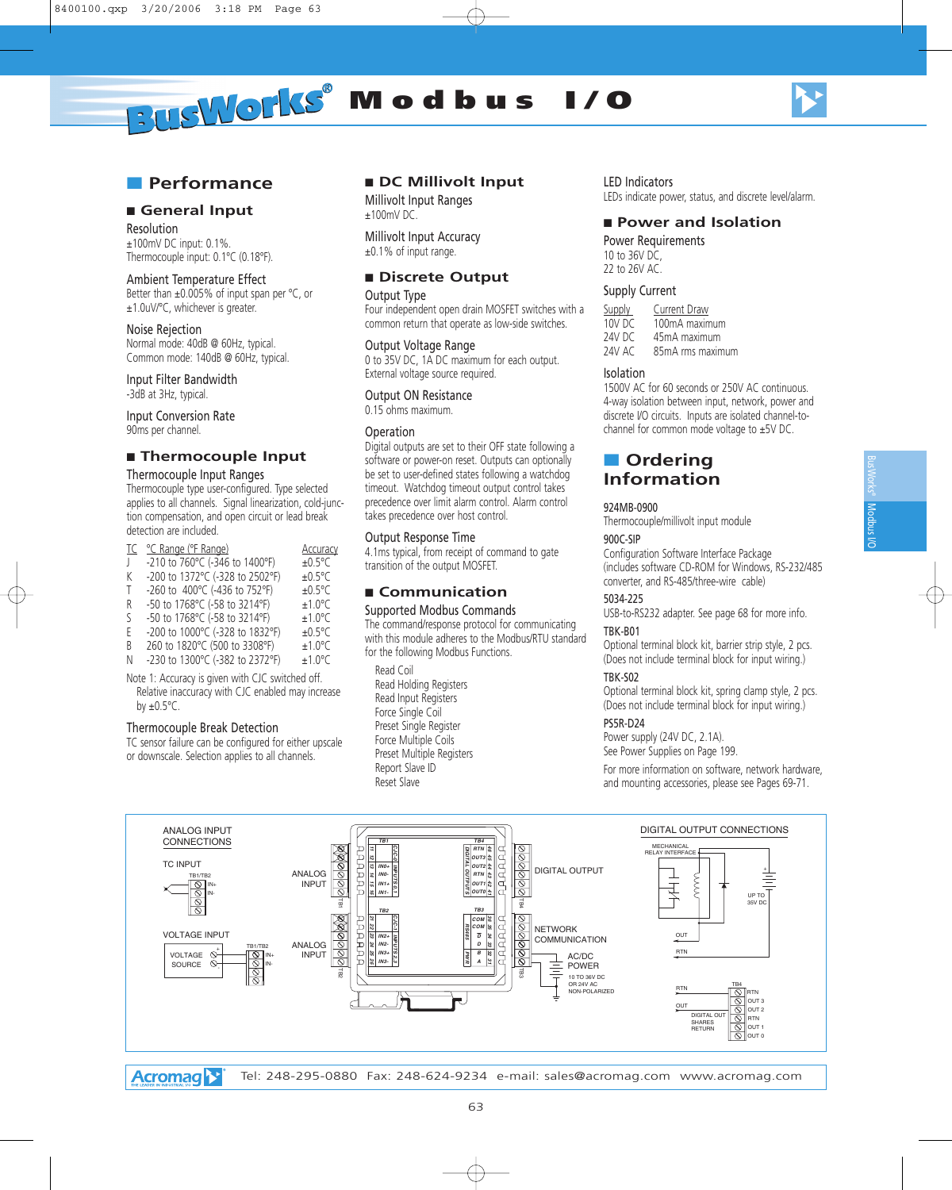# Modbus I/O

## Performance

### General Input

**Resolution**
±100mV DC input: 0.1%.
Thermocouple input: 0.1°C (0.18°F).

**Ambient Temperature Effect**
Better than ±0.005% of input span per °C, or ±1.0uV/°C, whichever is greater.

**Noise Rejection**
Normal mode: 40dB @ 60Hz, typical.
Common mode: 140dB @ 60Hz, typical.

**Input Filter Bandwidth**
-3dB at 3Hz, typical.

**Input Conversion Rate**
90ms per channel.

### Thermocouple Input

**Thermocouple Input Ranges**
Thermocouple type user-configured. Type selected applies to all channels. Signal linearization, cold-junction compensation, and open circuit or lead break detection are included.

| TC | °C Range (°F Range) | Accuracy |
|---|---|---|
| J | -210 to 760°C (-346 to 1400°F) | ±0.5°C |
| K | -200 to 1372°C (-328 to 2502°F) | ±0.5°C |
| T | -260 to 400°C (-436 to 752°F) | ±0.5°C |
| R | -50 to 1768°C (-58 to 3214°F) | ±1.0°C |
| S | -50 to 1768°C (-58 to 3214°F) | ±1.0°C |
| E | -200 to 1000°C (-328 to 1832°F) | ±0.5°C |
| B | 260 to 1820°C (500 to 3308°F) | ±1.0°C |
| N | -230 to 1300°C (-382 to 2372°F) | ±1.0°C |

Note 1: Accuracy is given with CJC switched off. Relative inaccuracy with CJC enabled may increase by ±0.5°C.

**Thermocouple Break Detection**
TC sensor failure can be configured for either upscale or downscale. Selection applies to all channels.

### DC Millivolt Input

**Millivolt Input Ranges**
±100mV DC.

**Millivolt Input Accuracy**
±0.1% of input range.

### Discrete Output

**Output Type**
Four independent open drain MOSFET switches with a common return that operate as low-side switches.

**Output Voltage Range**
0 to 35V DC, 1A DC maximum for each output. External voltage source required.

**Output ON Resistance**
0.15 ohms maximum.

**Operation**
Digital outputs are set to their OFF state following a software or power-on reset. Outputs can optionally be set to user-defined states following a watchdog timeout. Watchdog timeout output control takes precedence over limit alarm control. Alarm control takes precedence over host control.

**Output Response Time**
4.1ms typical, from receipt of command to gate transition of the output MOSFET.

### Communication

**Supported Modbus Commands**
The command/response protocol for communicating with this module adheres to the Modbus/RTU standard for the following Modbus Functions.

- Read Coil
- Read Holding Registers
- Read Input Registers
- Force Single Coil
- Preset Single Register
- Force Multiple Coils
- Preset Multiple Registers
- Report Slave ID
- Reset Slave

**LED Indicators**
LEDs indicate power, status, and discrete level/alarm.

### Power and Isolation

**Power Requirements**
10 to 36V DC,
22 to 26V AC.

**Supply Current**

| Supply | Current Draw |
|---|---|
| 10V DC | 100mA maximum |
| 24V DC | 45mA maximum |
| 24V AC | 85mA rms maximum |

**Isolation**
1500V AC for 60 seconds or 250V AC continuous. 4-way isolation between input, network, power and discrete I/O circuits. Inputs are isolated channel-to-channel for common mode voltage to ±5V DC.

## Ordering Information

**924MB-0900**
Thermocouple/millivolt input module

**900C-SIP**
Configuration Software Interface Package (includes software CD-ROM for Windows, RS-232/485 converter, and RS-485/three-wire cable)

**5034-225**
USB-to-RS232 adapter. See page 68 for more info.

**TBK-B01**
Optional terminal block kit, barrier strip style, 2 pcs. (Does not include terminal block for input wiring.)

**TBK-S02**
Optional terminal block kit, spring clamp style, 2 pcs. (Does not include terminal block for input wiring.)

**PS5R-D24**
Power supply (24V DC, 2.1A).
See Power Supplies on Page 199.

For more information on software, network hardware, and mounting accessories, please see Pages 69-71.

ANALOG INPUT CONNECTIONS — TC INPUT; VOLTAGE INPUT

DIGITAL OUTPUT CONNECTIONS

Tel: 248-295-0880 Fax: 248-624-9234 e-mail: sales@acromag.com www.acromag.com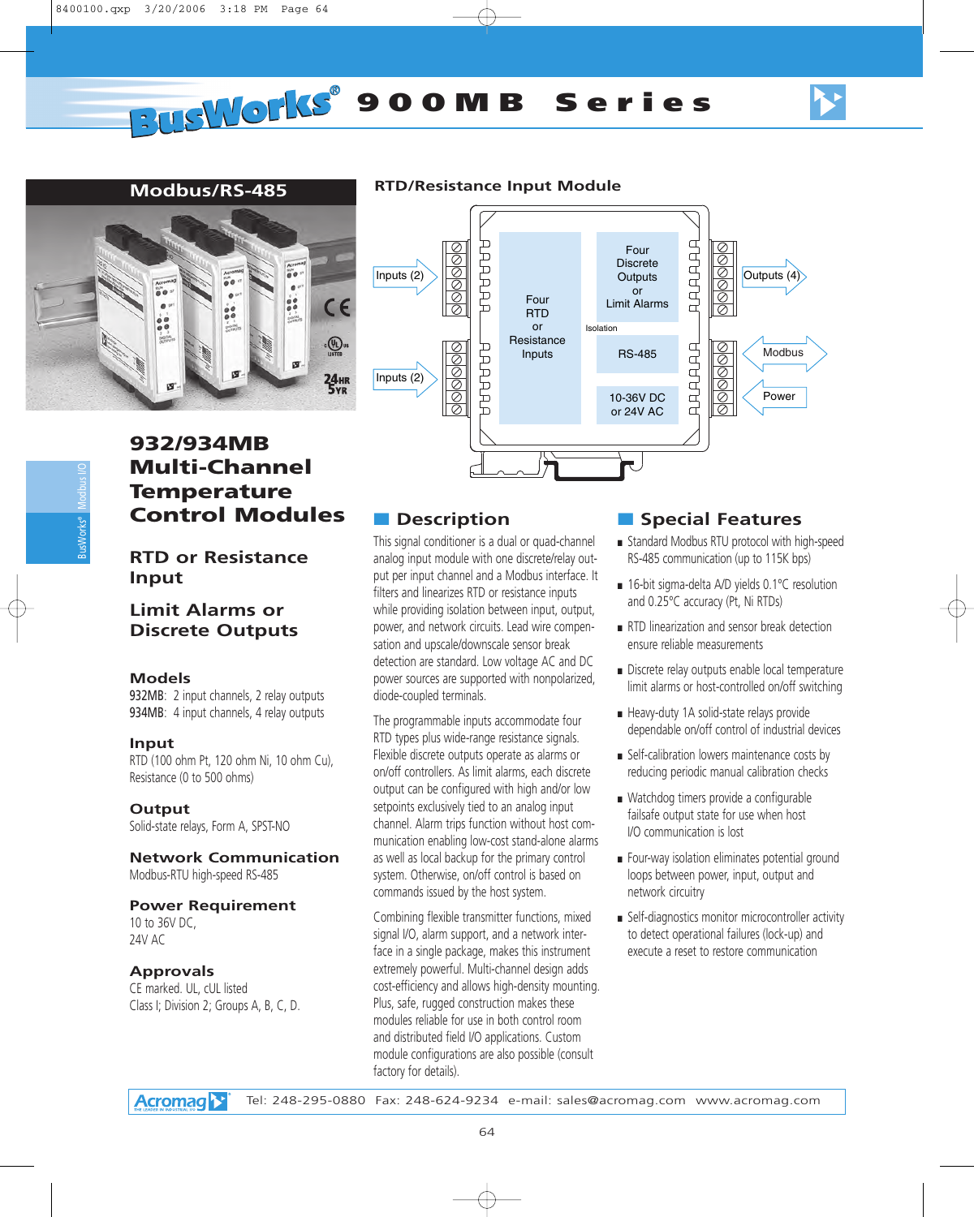# BusWorks® 900MB Series

## Modbus/RS-485

## RTD/Resistance Input Module

Inputs (2)

Inputs (2)

Four RTD or Resistance Inputs

Four Discrete Outputs or Limit Alarms

Isolation

RS-485

10-36V DC or 24V AC

Outputs (4)

Modbus

Power

# 932/934MB Multi-Channel Temperature Control Modules

### RTD or Resistance Input

### Limit Alarms or Discrete Outputs

### Models

932MB: 2 input channels, 2 relay outputs
934MB: 4 input channels, 4 relay outputs

### Input

RTD (100 ohm Pt, 120 ohm Ni, 10 ohm Cu), Resistance (0 to 500 ohms)

### Output

Solid-state relays, Form A, SPST-NO

### Network Communication

Modbus-RTU high-speed RS-485

### Power Requirement

10 to 36V DC,
24V AC

### Approvals

CE marked. UL, cUL listed
Class I; Division 2; Groups A, B, C, D.

## Description

This signal conditioner is a dual or quad-channel analog input module with one discrete/relay output per input channel and a Modbus interface. It filters and linearizes RTD or resistance inputs while providing isolation between input, output, power, and network circuits. Lead wire compensation and upscale/downscale sensor break detection are standard. Low voltage AC and DC power sources are supported with nonpolarized, diode-coupled terminals.

The programmable inputs accommodate four RTD types plus wide-range resistance signals. Flexible discrete outputs operate as alarms or on/off controllers. As limit alarms, each discrete output can be configured with high and/or low setpoints exclusively tied to an analog input channel. Alarm trips function without host communication enabling low-cost stand-alone alarms as well as local backup for the primary control system. Otherwise, on/off control is based on commands issued by the host system.

Combining flexible transmitter functions, mixed signal I/O, alarm support, and a network interface in a single package, makes this instrument extremely powerful. Multi-channel design adds cost-efficiency and allows high-density mounting. Plus, safe, rugged construction makes these modules reliable for use in both control room and distributed field I/O applications. Custom module configurations are also possible (consult factory for details).

## Special Features

- Standard Modbus RTU protocol with high-speed RS-485 communication (up to 115K bps)
- 16-bit sigma-delta A/D yields 0.1°C resolution and 0.25°C accuracy (Pt, Ni RTDs)
- RTD linearization and sensor break detection ensure reliable measurements
- Discrete relay outputs enable local temperature limit alarms or host-controlled on/off switching
- Heavy-duty 1A solid-state relays provide dependable on/off control of industrial devices
- Self-calibration lowers maintenance costs by reducing periodic manual calibration checks
- Watchdog timers provide a configurable failsafe output state for use when host I/O communication is lost
- Four-way isolation eliminates potential ground loops between power, input, output and network circuitry
- Self-diagnostics monitor microcontroller activity to detect operational failures (lock-up) and execute a reset to restore communication

Acromag Tel: 248-295-0880 Fax: 248-624-9234 e-mail: sales@acromag.com www.acromag.com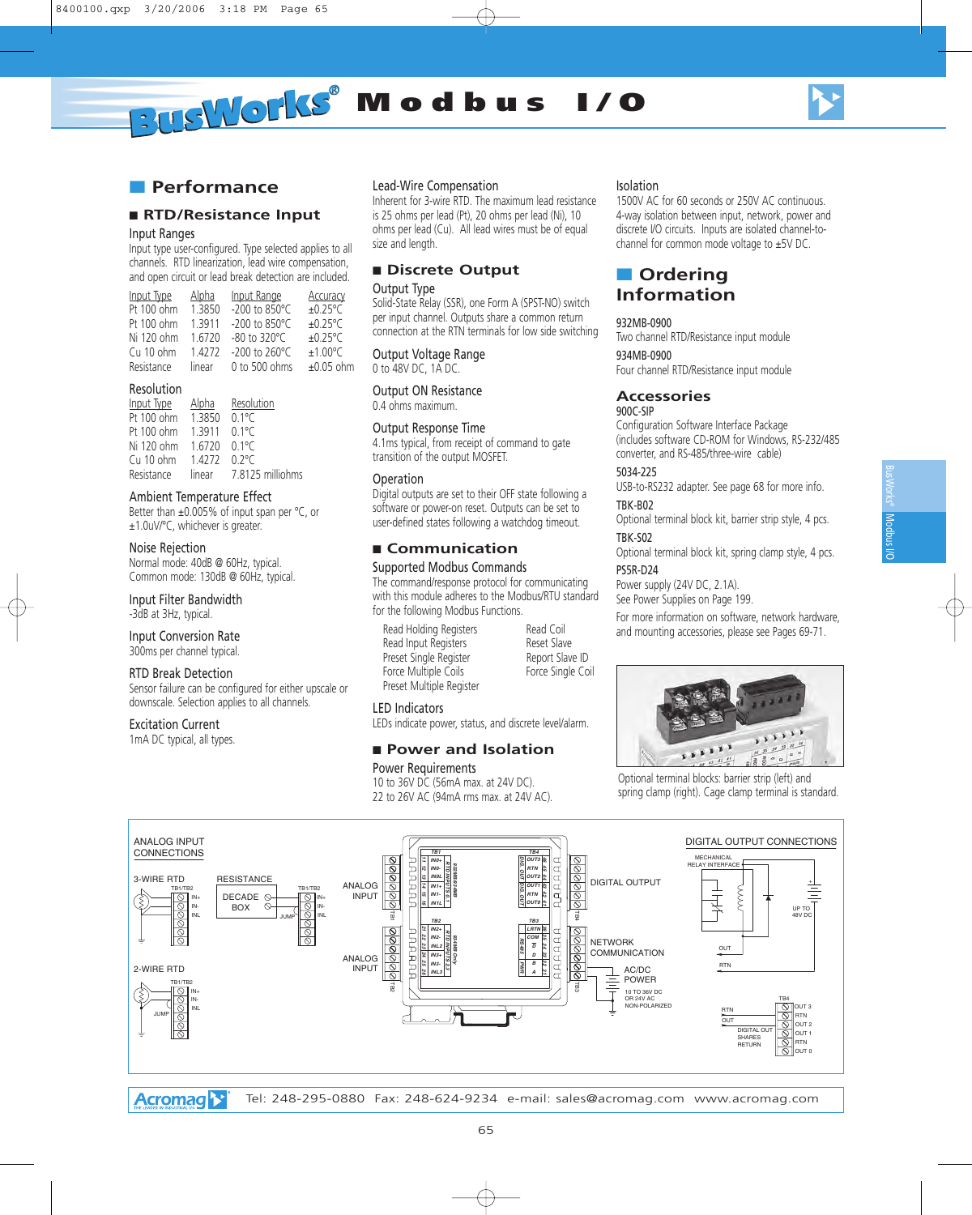# BusWorks® Modbus I/O

## Performance

### RTD/Resistance Input

**Input Ranges**

Input type user-configured. Type selected applies to all channels. RTD linearization, lead wire compensation, and open circuit or lead break detection are included.

| Input Type | Alpha | Input Range | Accuracy |
|---|---|---|---|
| Pt 100 ohm | 1.3850 | -200 to 850°C | ±0.25°C |
| Pt 100 ohm | 1.3911 | -200 to 850°C | ±0.25°C |
| Ni 120 ohm | 1.6720 | -80 to 320°C | ±0.25°C |
| Cu 10 ohm | 1.4272 | -200 to 260°C | ±1.00°C |
| Resistance | linear | 0 to 500 ohms | ±0.05 ohm |

**Resolution**

| Input Type | Alpha | Resolution |
|---|---|---|
| Pt 100 ohm | 1.3850 | 0.1°C |
| Pt 100 ohm | 1.3911 | 0.1°C |
| Ni 120 ohm | 1.6720 | 0.1°C |
| Cu 10 ohm | 1.4272 | 0.2°C |
| Resistance | linear | 7.8125 milliohms |

**Ambient Temperature Effect**

Better than ±0.005% of input span per °C, or ±1.0uV/°C, whichever is greater.

**Noise Rejection**

Normal mode: 40dB @ 60Hz, typical.
Common mode: 130dB @ 60Hz, typical.

**Input Filter Bandwidth**

-3dB at 3Hz, typical.

**Input Conversion Rate**

300ms per channel typical.

**RTD Break Detection**

Sensor failure can be configured for either upscale or downscale. Selection applies to all channels.

**Excitation Current**

1mA DC typical, all types.

**Lead-Wire Compensation**

Inherent for 3-wire RTD. The maximum lead resistance is 25 ohms per lead (Pt), 20 ohms per lead (Ni), 10 ohms per lead (Cu). All lead wires must be of equal size and length.

### Discrete Output

**Output Type**

Solid-State Relay (SSR), one Form A (SPST-NO) switch per input channel. Outputs share a common return connection at the RTN terminals for low side switching.

**Output Voltage Range**

0 to 48V DC, 1A DC.

**Output ON Resistance**

0.4 ohms maximum.

**Output Response Time**

4.1ms typical, from receipt of command to gate transition of the output MOSFET.

**Operation**

Digital outputs are set to their OFF state following a software or power-on reset. Outputs can be set to user-defined states following a watchdog timeout.

### Communication

**Supported Modbus Commands**

The command/response protocol for communicating with this module adheres to the Modbus/RTU standard for the following Modbus Functions.

- Read Holding Registers
- Read Input Registers
- Preset Single Register
- Force Multiple Coils
- Preset Multiple Register
- Read Coil
- Reset Slave
- Report Slave ID
- Force Single Coil

**LED Indicators**

LEDs indicate power, status, and discrete level/alarm.

### Power and Isolation

**Power Requirements**

10 to 36V DC (56mA max. at 24V DC).
22 to 26V AC (94mA rms max. at 24V AC).

**Isolation**

1500V AC for 60 seconds or 250V AC continuous. 4-way isolation between input, network, power and discrete I/O circuits. Inputs are isolated channel-to-channel for common mode voltage to ±5V DC.

## Ordering Information

**932MB-0900**
Two channel RTD/Resistance input module

**934MB-0900**
Four channel RTD/Resistance input module

### Accessories

**900C-SIP**
Configuration Software Interface Package (includes software CD-ROM for Windows, RS-232/485 converter, and RS-485/three-wire cable)

**5034-225**
USB-to-RS232 adapter. See page 68 for more info.

**TBK-B02**
Optional terminal block kit, barrier strip style, 4 pcs.

**TBK-S02**
Optional terminal block kit, spring clamp style, 4 pcs.

**PS5R-D24**
Power supply (24V DC, 2.1A).
See Power Supplies on Page 199.

For more information on software, network hardware, and mounting accessories, please see Pages 69-71.

Optional terminal blocks: barrier strip (left) and spring clamp (right). Cage clamp terminal is standard.

ANALOG INPUT CONNECTIONS — 3-WIRE RTD, RESISTANCE (DECADE BOX), 2-WIRE RTD; DIGITAL OUTPUT CONNECTIONS; NETWORK COMMUNICATION; AC/DC POWER 10 TO 36V DC OR 24V AC NON-POLARIZED

Tel: 248-295-0880 Fax: 248-624-9234 e-mail: sales@acromag.com www.acromag.com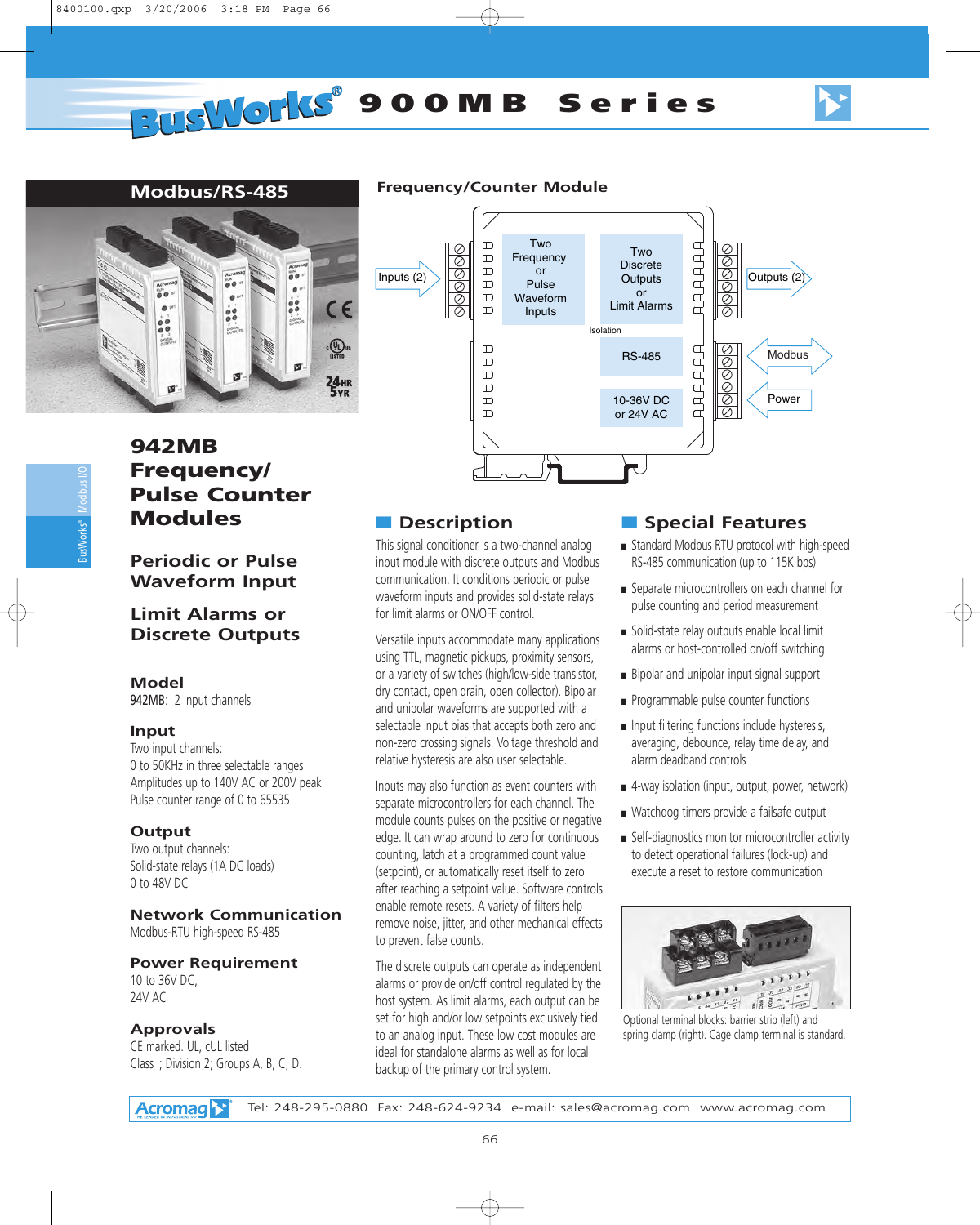# BusWorks® 900MB Series

## Modbus/RS-485

# 942MB Frequency/ Pulse Counter Modules

## Periodic or Pulse Waveform Input

## Limit Alarms or Discrete Outputs

### Model

942MB: 2 input channels

### Input

Two input channels:
0 to 50KHz in three selectable ranges
Amplitudes up to 140V AC or 200V peak
Pulse counter range of 0 to 65535

### Output

Two output channels:
Solid-state relays (1A DC loads)
0 to 48V DC

### Network Communication

Modbus-RTU high-speed RS-485

### Power Requirement

10 to 36V DC,
24V AC

### Approvals

CE marked. UL, cUL listed
Class I; Division 2; Groups A, B, C, D.

## Frequency/Counter Module

Inputs (2) → Two Frequency or Pulse Waveform Inputs | Isolation | Two Discrete Outputs or Limit Alarms → Outputs (2) | RS-485 ↔ Modbus | 10-36V DC or 24V AC ← Power

## Description

This signal conditioner is a two-channel analog input module with discrete outputs and Modbus communication. It conditions periodic or pulse waveform inputs and provides solid-state relays for limit alarms or ON/OFF control.

Versatile inputs accommodate many applications using TTL, magnetic pickups, proximity sensors, or a variety of switches (high/low-side transistor, dry contact, open drain, open collector). Bipolar and unipolar waveforms are supported with a selectable input bias that accepts both zero and non-zero crossing signals. Voltage threshold and relative hysteresis are also user selectable.

Inputs may also function as event counters with separate microcontrollers for each channel. The module counts pulses on the positive or negative edge. It can wrap around to zero for continuous counting, latch at a programmed count value (setpoint), or automatically reset itself to zero after reaching a setpoint value. Software controls enable remote resets. A variety of filters help remove noise, jitter, and other mechanical effects to prevent false counts.

The discrete outputs can operate as independent alarms or provide on/off control regulated by the host system. As limit alarms, each output can be set for high and/or low setpoints exclusively tied to an analog input. These low cost modules are ideal for standalone alarms as well as for local backup of the primary control system.

## Special Features

- Standard Modbus RTU protocol with high-speed RS-485 communication (up to 115K bps)
- Separate microcontrollers on each channel for pulse counting and period measurement
- Solid-state relay outputs enable local limit alarms or host-controlled on/off switching
- Bipolar and unipolar input signal support
- Programmable pulse counter functions
- Input filtering functions include hysteresis, averaging, debounce, relay time delay, and alarm deadband controls
- 4-way isolation (input, output, power, network)
- Watchdog timers provide a failsafe output
- Self-diagnostics monitor microcontroller activity to detect operational failures (lock-up) and execute a reset to restore communication

Optional terminal blocks: barrier strip (left) and spring clamp (right). Cage clamp terminal is standard.

Acromag Tel: 248-295-0880 Fax: 248-624-9234 e-mail: sales@acromag.com www.acromag.com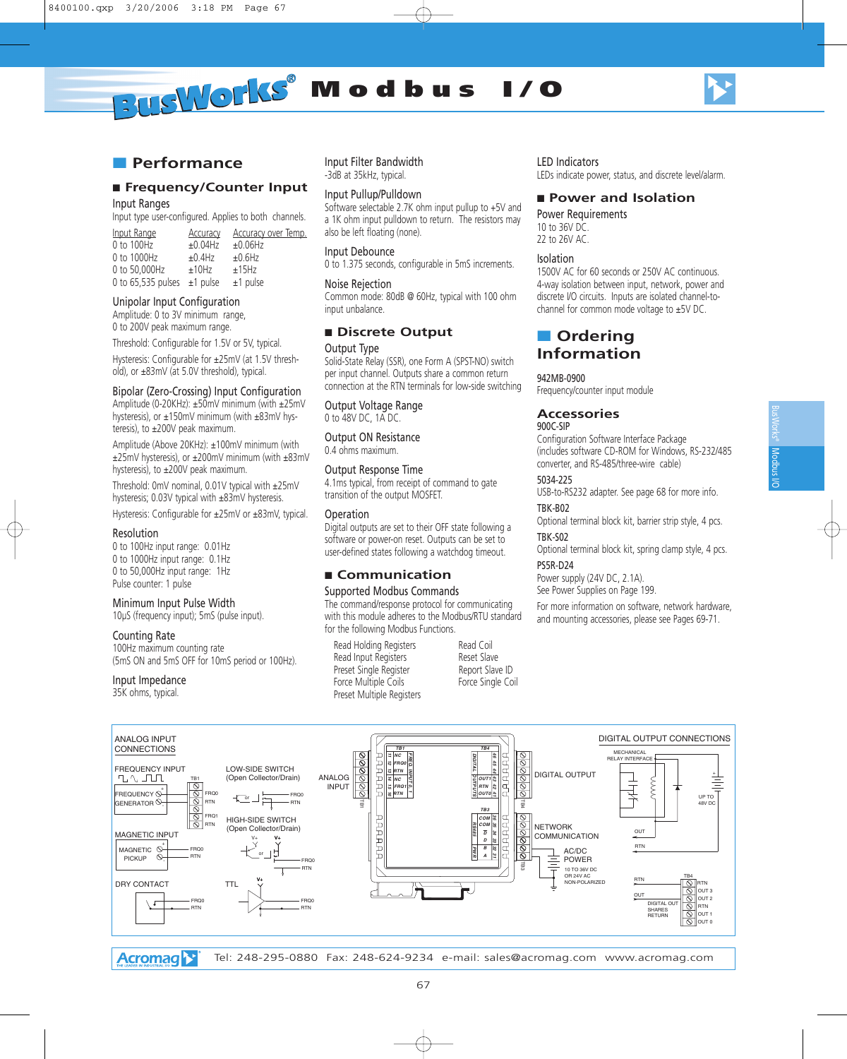# BusWorks® Modbus I/O

## Performance

### Frequency/Counter Input

**Input Ranges**
Input type user-configured. Applies to both channels.

| Input Range | Accuracy | Accuracy over Temp. |
|---|---|---|
| 0 to 100Hz | ±0.04Hz | ±0.06Hz |
| 0 to 1000Hz | ±0.4Hz | ±0.6Hz |
| 0 to 50,000Hz | ±10Hz | ±15Hz |
| 0 to 65,535 pulses | ±1 pulse | ±1 pulse |

**Unipolar Input Configuration**
Amplitude: 0 to 3V minimum range, 0 to 200V peak maximum range.

Threshold: Configurable for 1.5V or 5V, typical.

Hysteresis: Configurable for ±25mV (at 1.5V threshold), or ±83mV (at 5.0V threshold), typical.

**Bipolar (Zero-Crossing) Input Configuration**
Amplitude (0-20KHz): ±50mV minimum (with ±25mV hysteresis), or ±150mV minimum (with ±83mV hysteresis), to ±200V peak maximum.

Amplitude (Above 20KHz): ±100mV minimum (with ±25mV hysteresis), or ±200mV minimum (with ±83mV hysteresis), to ±200V peak maximum.

Threshold: 0mV nominal, 0.01V typical with ±25mV hysteresis; 0.03V typical with ±83mV hysteresis.

Hysteresis: Configurable for ±25mV or ±83mV, typical.

**Resolution**
0 to 100Hz input range: 0.01Hz
0 to 1000Hz input range: 0.1Hz
0 to 50,000Hz input range: 1Hz
Pulse counter: 1 pulse

**Minimum Input Pulse Width**
10µS (frequency input); 5mS (pulse input).

**Counting Rate**
100Hz maximum counting rate
(5mS ON and 5mS OFF for 10mS period or 100Hz).

**Input Impedance**
35K ohms, typical.

**Input Filter Bandwidth**
-3dB at 35kHz, typical.

**Input Pullup/Pulldown**
Software selectable 2.7K ohm input pullup to +5V and a 1K ohm input pulldown to return. The resistors may also be left floating (none).

**Input Debounce**
0 to 1.375 seconds, configurable in 5mS increments.

**Noise Rejection**
Common mode: 80dB @ 60Hz, typical with 100 ohm input unbalance.

### Discrete Output

**Output Type**
Solid-State Relay (SSR), one Form A (SPST-NO) switch per input channel. Outputs share a common return connection at the RTN terminals for low-side switching

**Output Voltage Range**
0 to 48V DC, 1A DC.

**Output ON Resistance**
0.4 ohms maximum.

**Output Response Time**
4.1ms typical, from receipt of command to gate transition of the output MOSFET.

**Operation**
Digital outputs are set to their OFF state following a software or power-on reset. Outputs can be set to user-defined states following a watchdog timeout.

### Communication

**Supported Modbus Commands**
The command/response protocol for communicating with this module adheres to the Modbus/RTU standard for the following Modbus Functions.

- Read Holding Registers
- Read Input Registers
- Preset Single Register
- Force Multiple Coils
- Preset Multiple Registers
- Read Coil
- Reset Slave
- Report Slave ID
- Force Single Coil

**LED Indicators**
LEDs indicate power, status, and discrete level/alarm.

### Power and Isolation

**Power Requirements**
10 to 36V DC.
22 to 26V AC.

**Isolation**
1500V AC for 60 seconds or 250V AC continuous. 4-way isolation between input, network, power and discrete I/O circuits. Inputs are isolated channel-to-channel for common mode voltage to ±5V DC.

## Ordering Information

**942MB-0900**
Frequency/counter input module

### Accessories

**900C-SIP**
Configuration Software Interface Package (includes software CD-ROM for Windows, RS-232/485 converter, and RS-485/three-wire cable)

**5034-225**
USB-to-RS232 adapter. See page 68 for more info.

**TBK-B02**
Optional terminal block kit, barrier strip style, 4 pcs.

**TBK-S02**
Optional terminal block kit, spring clamp style, 4 pcs.

**PS5R-D24**
Power supply (24V DC, 2.1A).
See Power Supplies on Page 199.

For more information on software, network hardware, and mounting accessories, please see Pages 69-71.

Tel: 248-295-0880 Fax: 248-624-9234 e-mail: sales@acromag.com www.acromag.com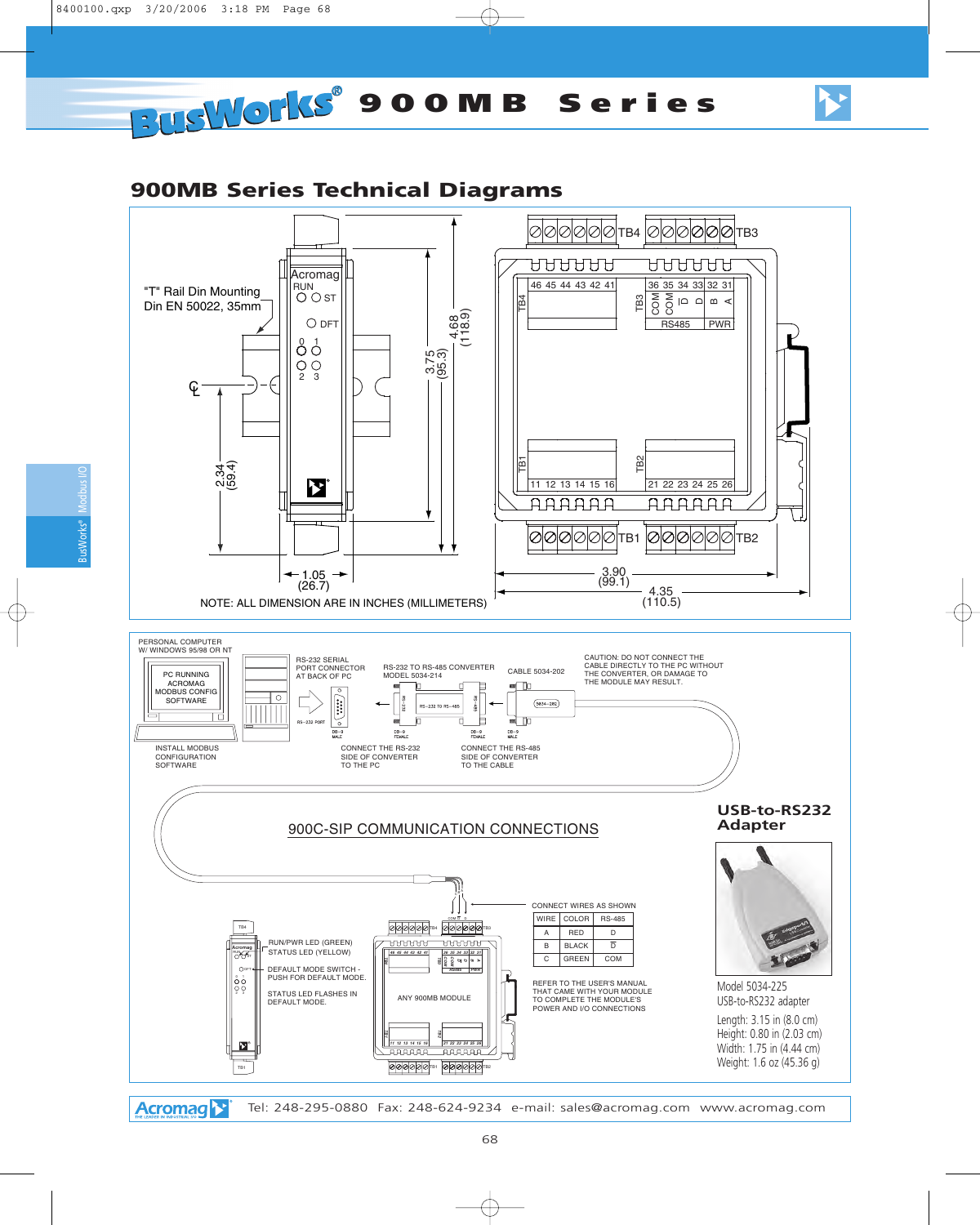# BusWorks® 900MB Series

## 900MB Series Technical Diagrams

"T" Rail Din Mounting
Din EN 50022, 35mm

NOTE: ALL DIMENSION ARE IN INCHES (MILLIMETERS)

1.05 (26.7)
2.34 (59.4)
3.75 (95.3)
4.68 (118.9)
3.90 (99.1)
4.35 (110.5)

PERSONAL COMPUTER W/ WINDOWS 95/98 OR NT

PC RUNNING ACROMAG MODBUS CONFIG SOFTWARE

INSTALL MODBUS CONFIGURATION SOFTWARE

RS-232 SERIAL PORT CONNECTOR AT BACK OF PC

RS-232 TO RS-485 CONVERTER MODEL 5034-214

CABLE 5034-202

CAUTION: DO NOT CONNECT THE CABLE DIRECTLY TO THE PC WITHOUT THE CONVERTER, OR DAMAGE TO THE MODULE MAY RESULT.

CONNECT THE RS-232 SIDE OF CONVERTER TO THE PC

CONNECT THE RS-485 SIDE OF CONVERTER TO THE CABLE

900C-SIP COMMUNICATION CONNECTIONS

CONNECT WIRES AS SHOWN

| WIRE | COLOR | RS-485 |
|---|---|---|
| A | RED | D |
| B | BLACK | D̄ |
| C | GREEN | COM |

RUN/PWR LED (GREEN)
STATUS LED (YELLOW)

DEFAULT MODE SWITCH - PUSH FOR DEFAULT MODE.

STATUS LED FLASHES IN DEFAULT MODE.

ANY 900MB MODULE

REFER TO THE USER'S MANUAL THAT CAME WITH YOUR MODULE TO COMPLETE THE MODULE'S POWER AND I/O CONNECTIONS

### USB-to-RS232 Adapter

Model 5034-225
USB-to-RS232 adapter

Length: 3.15 in (8.0 cm)
Height: 0.80 in (2.03 cm)
Width: 1.75 in (4.44 cm)
Weight: 1.6 oz (45.36 g)

Acromag — Tel: 248-295-0880 Fax: 248-624-9234 e-mail: sales@acromag.com www.acromag.com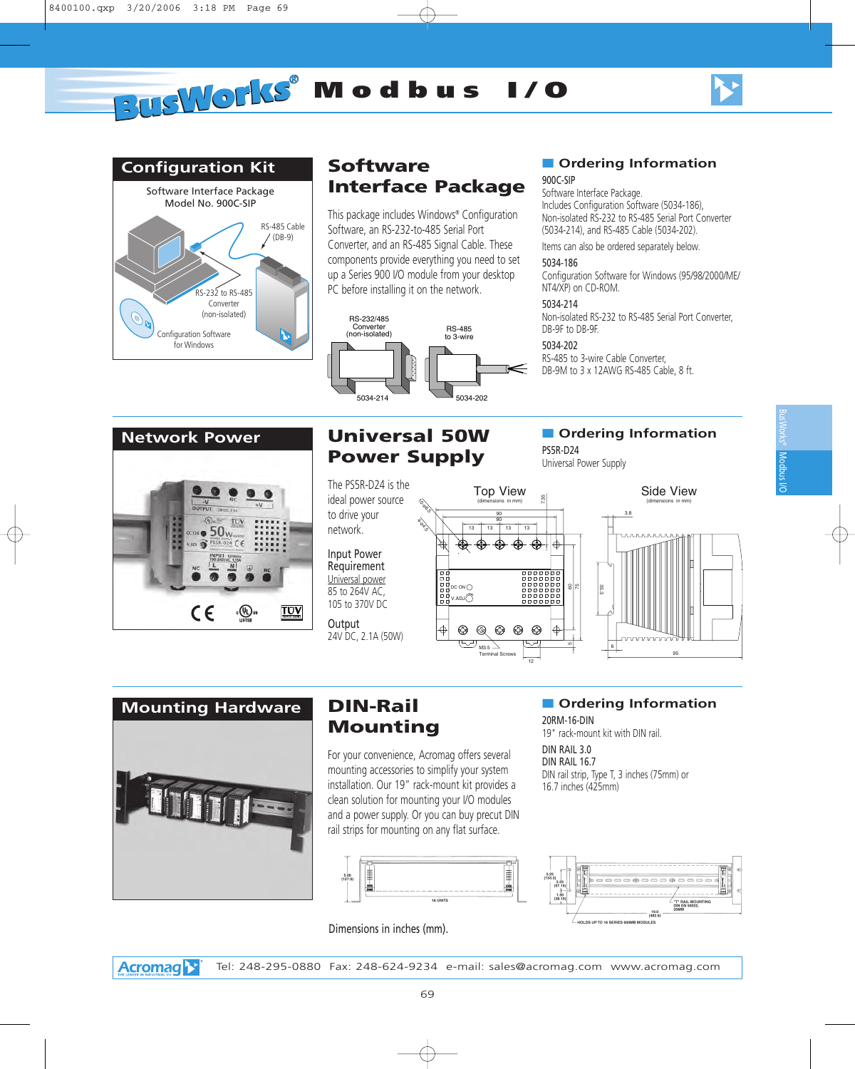# BusWorks® Modbus I/O

## Configuration Kit

Software Interface Package
Model No. 900C-SIP

RS-485 Cable (DB-9)

RS-232 to RS-485 Converter (non-isolated)

Configuration Software for Windows

## Software Interface Package

This package includes Windows® Configuration Software, an RS-232-to-485 Serial Port Converter, and an RS-485 Signal Cable. These components provide everything you need to set up a Series 900 I/O module from your desktop PC before installing it on the network.

RS-232/485 Converter (non-isolated) — 5034-214

RS-485 to 3-wire — 5034-202

### Ordering Information

**900C-SIP**
Software Interface Package.
Includes Configuration Software (5034-186), Non-isolated RS-232 to RS-485 Serial Port Converter (5034-214), and RS-485 Cable (5034-202).

Items can also be ordered separately below.

**5034-186**
Configuration Software for Windows (95/98/2000/ME/NT4/XP) on CD-ROM.

**5034-214**
Non-isolated RS-232 to RS-485 Serial Port Converter, DB-9F to DB-9F.

**5034-202**
RS-485 to 3-wire Cable Converter, DB-9M to 3 x 12AWG RS-485 Cable, 8 ft.

## Network Power

## Universal 50W Power Supply

The PS5R-D24 is the ideal power source to drive your network.

**Input Power Requirement**
Universal power
85 to 264V AC,
105 to 370V DC

**Output**
24V DC, 2.1A (50W)

Top View (dimensions in mm)

Side View (dimensions in mm)

### Ordering Information

**PS5R-D24**
Universal Power Supply

## Mounting Hardware

## DIN-Rail Mounting

For your convenience, Acromag offers several mounting accessories to simplify your system installation. Our 19" rack-mount kit provides a clean solution for mounting your I/O modules and a power supply. Or you can buy precut DIN rail strips for mounting on any flat surface.

Dimensions in inches (mm).

### Ordering Information

**20RM-16-DIN**
19" rack-mount kit with DIN rail.

**DIN RAIL 3.0**
**DIN RAIL 16.7**
DIN rail strip, Type T, 3 inches (75mm) or 16.7 inches (425mm)

Acromag — Tel: 248-295-0880 Fax: 248-624-9234 e-mail: sales@acromag.com www.acromag.com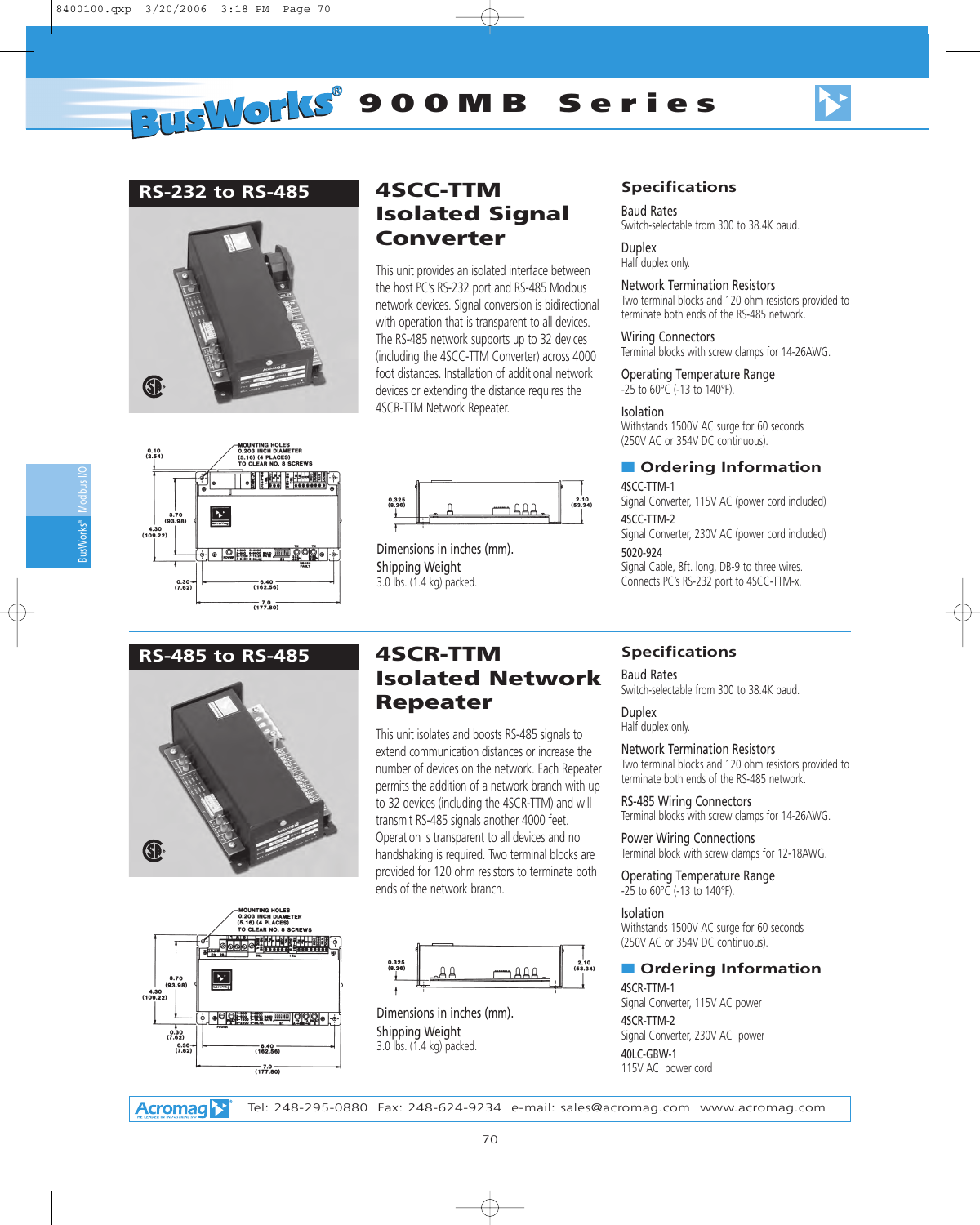# BusWorks® 900MB Series

## RS-232 to RS-485

## 4SCC-TTM Isolated Signal Converter

This unit provides an isolated interface between the host PC's RS-232 port and RS-485 Modbus network devices. Signal conversion is bidirectional with operation that is transparent to all devices. The RS-485 network supports up to 32 devices (including the 4SCC-TTM Converter) across 4000 foot distances. Installation of additional network devices or extending the distance requires the 4SCR-TTM Network Repeater.

Dimensions in inches (mm).

Shipping Weight
3.0 lbs. (1.4 kg) packed.

### Specifications

**Baud Rates**
Switch-selectable from 300 to 38.4K baud.

**Duplex**
Half duplex only.

**Network Termination Resistors**
Two terminal blocks and 120 ohm resistors provided to terminate both ends of the RS-485 network.

**Wiring Connectors**
Terminal blocks with screw clamps for 14-26AWG.

**Operating Temperature Range**
-25 to 60°C (-13 to 140°F).

**Isolation**
Withstands 1500V AC surge for 60 seconds (250V AC or 354V DC continuous).

### Ordering Information

**4SCC-TTM-1**
Signal Converter, 115V AC (power cord included)

**4SCC-TTM-2**
Signal Converter, 230V AC (power cord included)

**5020-924**
Signal Cable, 8ft. long, DB-9 to three wires. Connects PC's RS-232 port to 4SCC-TTM-x.

## RS-485 to RS-485

## 4SCR-TTM Isolated Network Repeater

This unit isolates and boosts RS-485 signals to extend communication distances or increase the number of devices on the network. Each Repeater permits the addition of a network branch with up to 32 devices (including the 4SCR-TTM) and will transmit RS-485 signals another 4000 feet. Operation is transparent to all devices and no handshaking is required. Two terminal blocks are provided for 120 ohm resistors to terminate both ends of the network branch.

Dimensions in inches (mm).

Shipping Weight
3.0 lbs. (1.4 kg) packed.

### Specifications

**Baud Rates**
Switch-selectable from 300 to 38.4K baud.

**Duplex**
Half duplex only.

**Network Termination Resistors**
Two terminal blocks and 120 ohm resistors provided to terminate both ends of the RS-485 network.

**RS-485 Wiring Connectors**
Terminal blocks with screw clamps for 14-26AWG.

**Power Wiring Connections**
Terminal block with screw clamps for 12-18AWG.

**Operating Temperature Range**
-25 to 60°C (-13 to 140°F).

**Isolation**
Withstands 1500V AC surge for 60 seconds (250V AC or 354V DC continuous).

### Ordering Information

**4SCR-TTM-1**
Signal Converter, 115V AC power

**4SCR-TTM-2**
Signal Converter, 230V AC power

**40LC-GBW-1**
115V AC power cord

Acromag — Tel: 248-295-0880 Fax: 248-624-9234 e-mail: sales@acromag.com www.acromag.com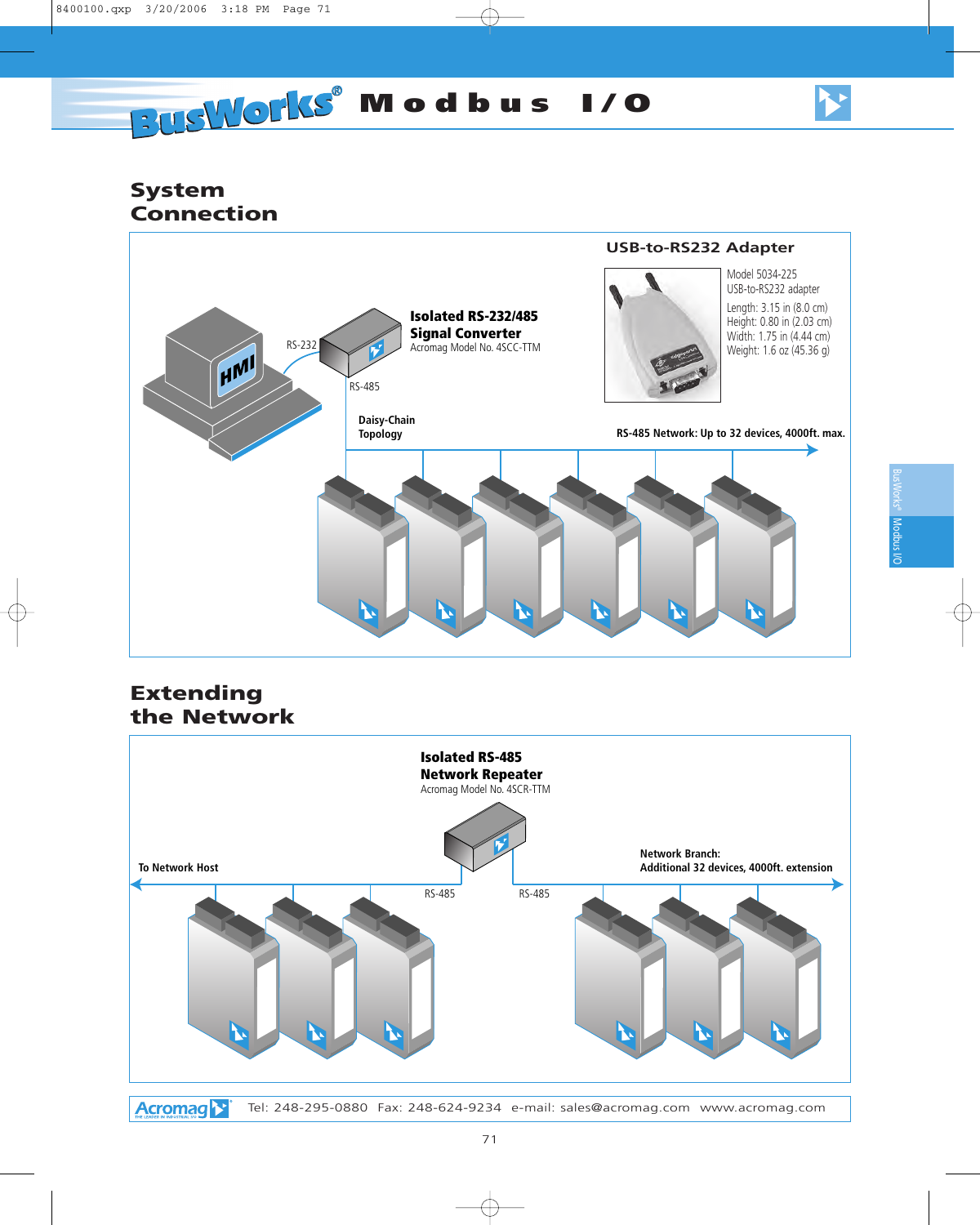# BusWorks® Modbus I/O

## System Connection

### USB-to-RS232 Adapter

Model 5034-225
USB-to-RS232 adapter

Length: 3.15 in (8.0 cm)
Height: 0.80 in (2.03 cm)
Width: 1.75 in (4.44 cm)
Weight: 1.6 oz (45.36 g)

**Isolated RS-232/485 Signal Converter**
Acromag Model No. 4SCC-TTM

HMI

RS-232

RS-485

**Daisy-Chain Topology**

**RS-485 Network: Up to 32 devices, 4000ft. max.**

## Extending the Network

**Isolated RS-485 Network Repeater**
Acromag Model No. 4SCR-TTM

**To Network Host**

RS-485

RS-485

**Network Branch: Additional 32 devices, 4000ft. extension**

Acromag Tel: 248-295-0880 Fax: 248-624-9234 e-mail: sales@acromag.com www.acromag.com